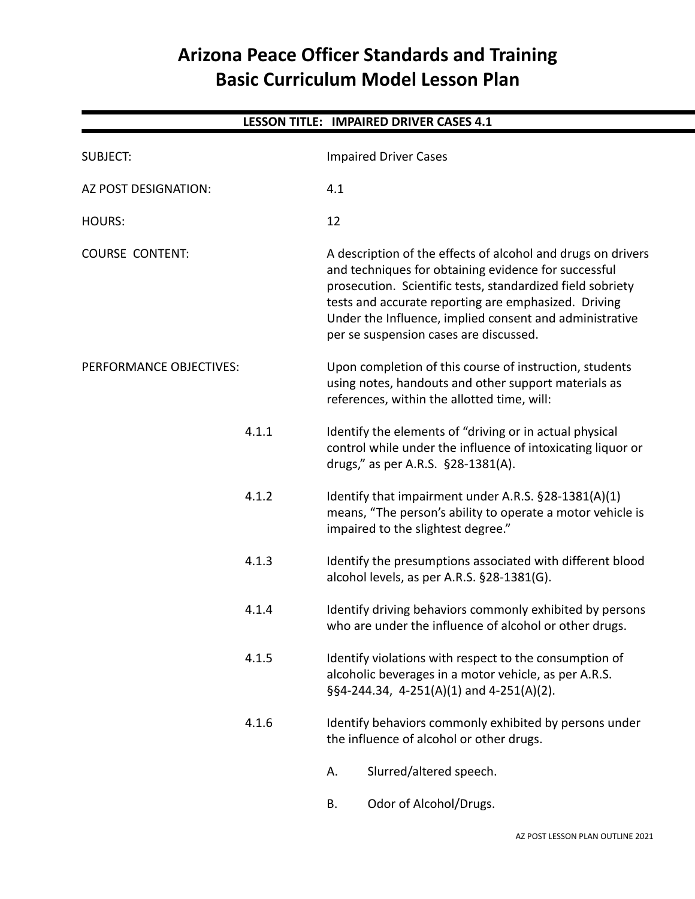# Arizona Peace Officer Standards and Training
# Basic Curriculum Model Lesson Plan

**LESSON TITLE: IMPAIRED DRIVER CASES 4.1**

SUBJECT: Impaired Driver Cases

AZ POST DESIGNATION: 4.1

HOURS: 12

COURSE CONTENT: A description of the effects of alcohol and drugs on drivers and techniques for obtaining evidence for successful prosecution. Scientific tests, standardized field sobriety tests and accurate reporting are emphasized. Driving Under the Influence, implied consent and administrative per se suspension cases are discussed.

PERFORMANCE OBJECTIVES: Upon completion of this course of instruction, students using notes, handouts and other support materials as references, within the allotted time, will:

4.1.1 Identify the elements of "driving or in actual physical control while under the influence of intoxicating liquor or drugs," as per A.R.S. §28-1381(A).

4.1.2 Identify that impairment under A.R.S. §28-1381(A)(1) means, "The person's ability to operate a motor vehicle is impaired to the slightest degree."

4.1.3 Identify the presumptions associated with different blood alcohol levels, as per A.R.S. §28-1381(G).

4.1.4 Identify driving behaviors commonly exhibited by persons who are under the influence of alcohol or other drugs.

4.1.5 Identify violations with respect to the consumption of alcoholic beverages in a motor vehicle, as per A.R.S. §§4-244.34, 4-251(A)(1) and 4-251(A)(2).

4.1.6 Identify behaviors commonly exhibited by persons under the influence of alcohol or other drugs.

A. Slurred/altered speech.

B. Odor of Alcohol/Drugs.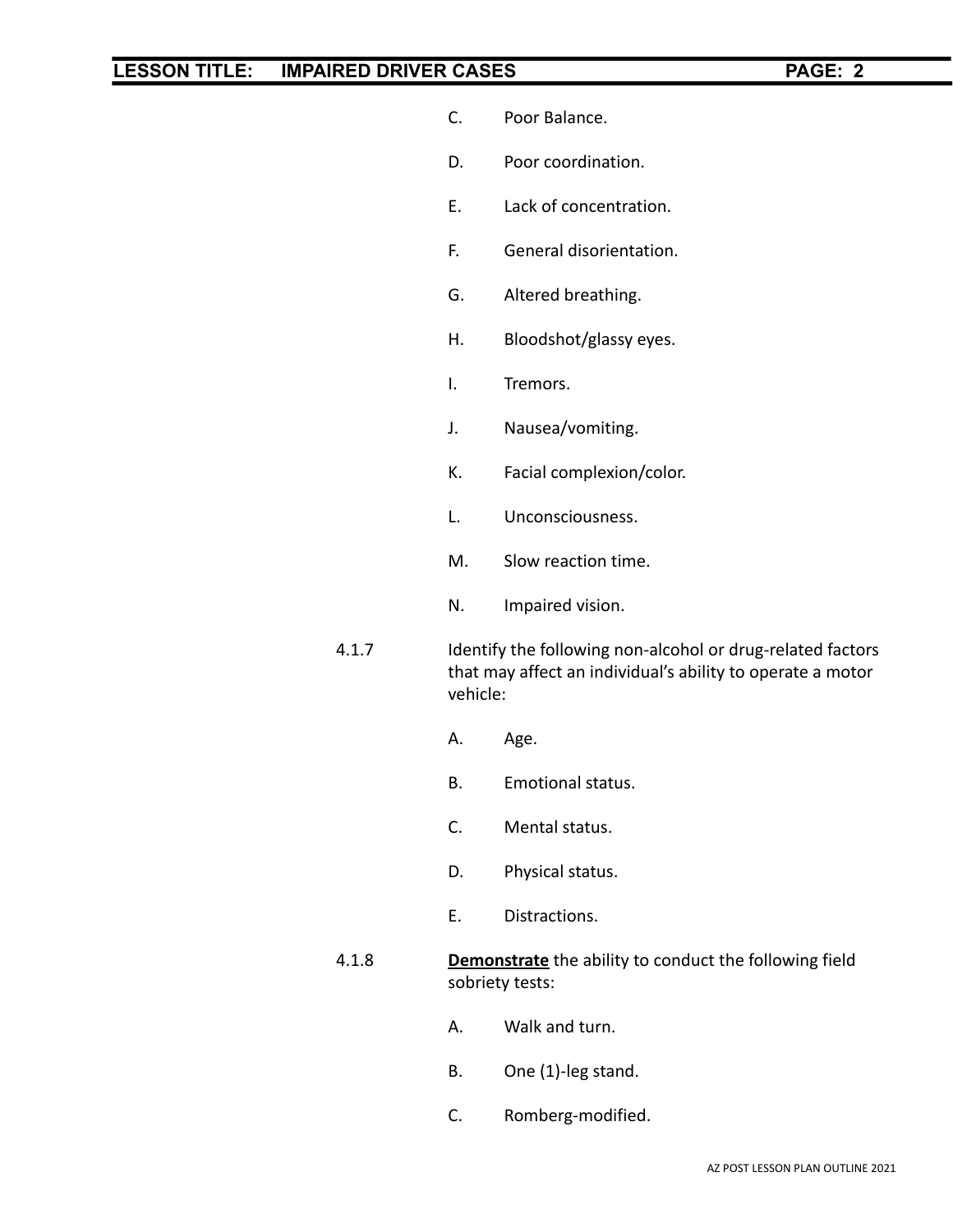C. Poor Balance.

D. Poor coordination.

E. Lack of concentration.

F. General disorientation.

G. Altered breathing.

H. Bloodshot/glassy eyes.

I. Tremors.

J. Nausea/vomiting.

K. Facial complexion/color.

L. Unconsciousness.

M. Slow reaction time.

N. Impaired vision.

4.1.7 Identify the following non-alcohol or drug-related factors that may affect an individual's ability to operate a motor vehicle:

A. Age.

B. Emotional status.

C. Mental status.

D. Physical status.

E. Distractions.

4.1.8 **<u>Demonstrate</u>** the ability to conduct the following field sobriety tests:

A. Walk and turn.

B. One (1)-leg stand.

C. Romberg-modified.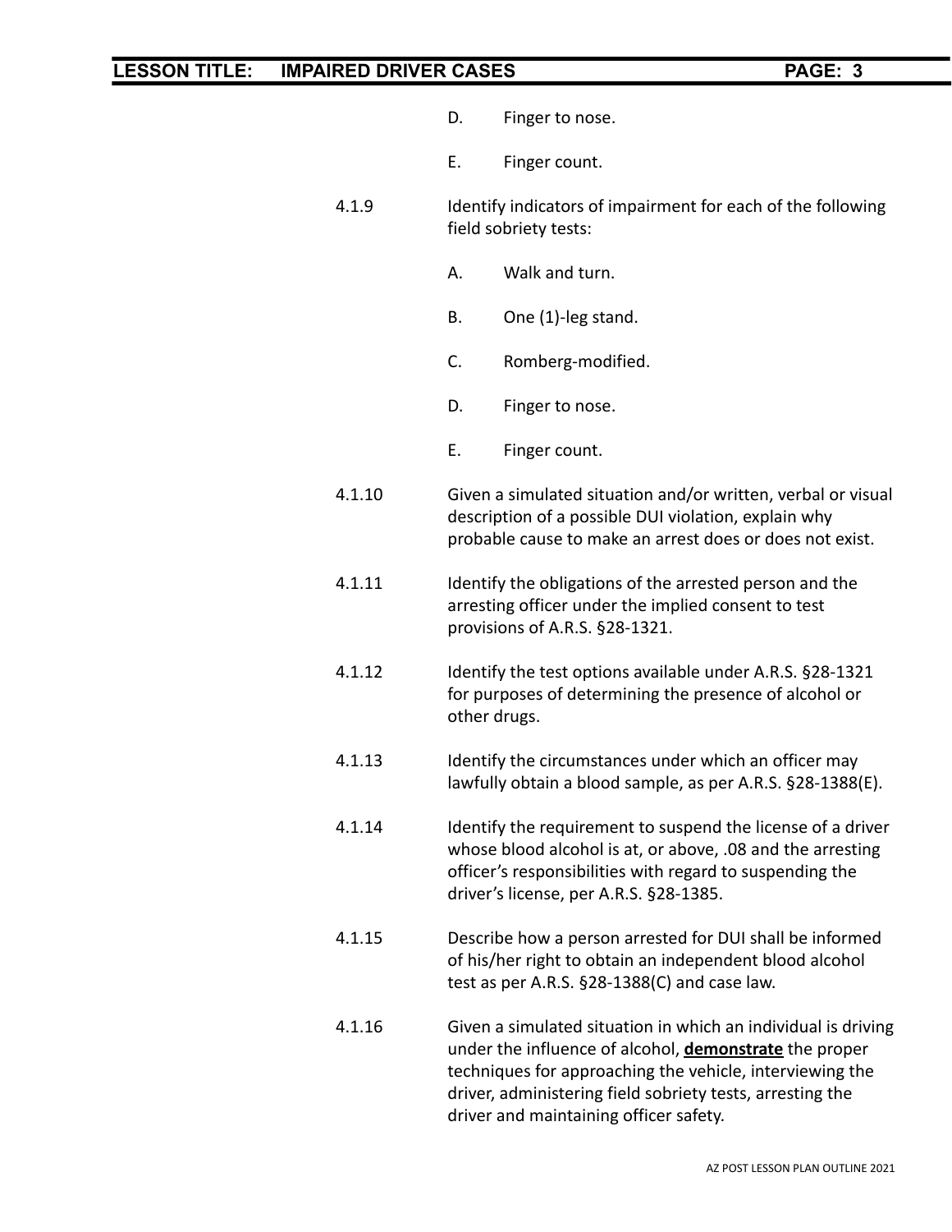D. Finger to nose.

E. Finger count.

4.1.9 Identify indicators of impairment for each of the following field sobriety tests:

A. Walk and turn.

B. One (1)-leg stand.

C. Romberg-modified.

D. Finger to nose.

E. Finger count.

4.1.10 Given a simulated situation and/or written, verbal or visual description of a possible DUI violation, explain why probable cause to make an arrest does or does not exist.

4.1.11 Identify the obligations of the arrested person and the arresting officer under the implied consent to test provisions of A.R.S. §28-1321.

4.1.12 Identify the test options available under A.R.S. §28-1321 for purposes of determining the presence of alcohol or other drugs.

4.1.13 Identify the circumstances under which an officer may lawfully obtain a blood sample, as per A.R.S. §28-1388(E).

4.1.14 Identify the requirement to suspend the license of a driver whose blood alcohol is at, or above, .08 and the arresting officer's responsibilities with regard to suspending the driver's license, per A.R.S. §28-1385.

4.1.15 Describe how a person arrested for DUI shall be informed of his/her right to obtain an independent blood alcohol test as per A.R.S. §28-1388(C) and case law.

4.1.16 Given a simulated situation in which an individual is driving under the influence of alcohol, **<u>demonstrate</u>** the proper techniques for approaching the vehicle, interviewing the driver, administering field sobriety tests, arresting the driver and maintaining officer safety.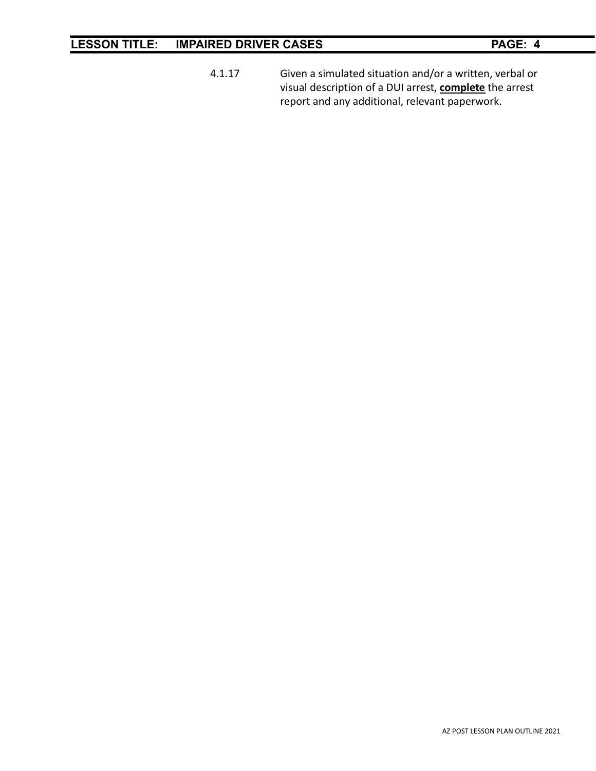4.1.17 Given a simulated situation and/or a written, verbal or visual description of a DUI arrest, **complete** the arrest report and any additional, relevant paperwork.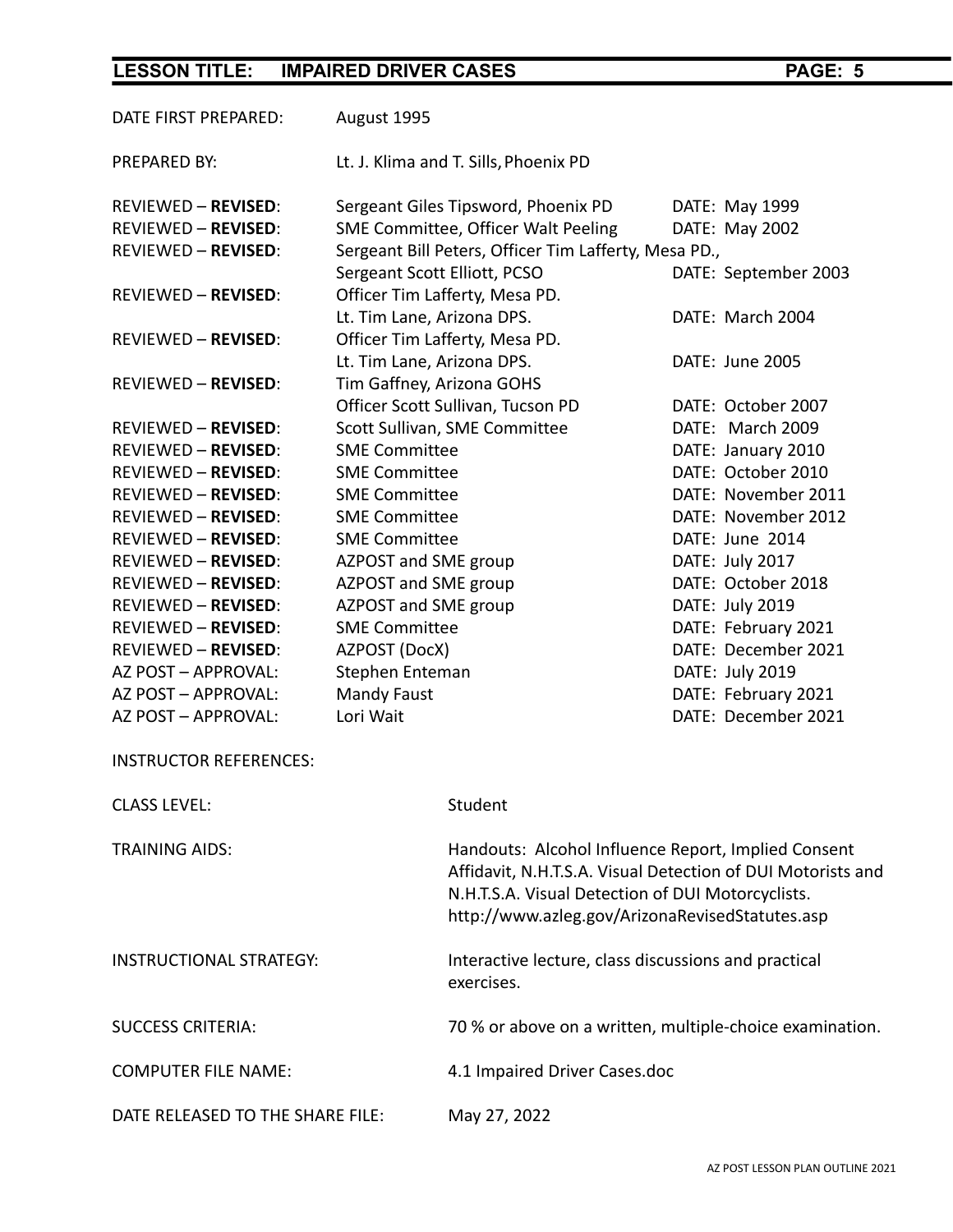DATE FIRST PREPARED: August 1995

PREPARED BY: Lt. J. Klima and T. Sills, Phoenix PD

| | | |
|---|---|---|
| REVIEWED – **REVISED**: | Sergeant Giles Tipsword, Phoenix PD | DATE: May 1999 |
| REVIEWED – **REVISED**: | SME Committee, Officer Walt Peeling | DATE: May 2002 |
| REVIEWED – **REVISED**: | Sergeant Bill Peters, Officer Tim Lafferty, Mesa PD., Sergeant Scott Elliott, PCSO | DATE: September 2003 |
| REVIEWED – **REVISED**: | Officer Tim Lafferty, Mesa PD. Lt. Tim Lane, Arizona DPS. | DATE: March 2004 |
| REVIEWED – **REVISED**: | Officer Tim Lafferty, Mesa PD. Lt. Tim Lane, Arizona DPS. | DATE: June 2005 |
| REVIEWED – **REVISED**: | Tim Gaffney, Arizona GOHS Officer Scott Sullivan, Tucson PD | DATE: October 2007 |
| REVIEWED – **REVISED**: | Scott Sullivan, SME Committee | DATE: March 2009 |
| REVIEWED – **REVISED**: | SME Committee | DATE: January 2010 |
| REVIEWED – **REVISED**: | SME Committee | DATE: October 2010 |
| REVIEWED – **REVISED**: | SME Committee | DATE: November 2011 |
| REVIEWED – **REVISED**: | SME Committee | DATE: November 2012 |
| REVIEWED – **REVISED**: | SME Committee | DATE: June 2014 |
| REVIEWED – **REVISED**: | AZPOST and SME group | DATE: July 2017 |
| REVIEWED – **REVISED**: | AZPOST and SME group | DATE: October 2018 |
| REVIEWED – **REVISED**: | AZPOST and SME group | DATE: July 2019 |
| REVIEWED – **REVISED**: | SME Committee | DATE: February 2021 |
| REVIEWED – **REVISED**: | AZPOST (DocX) | DATE: December 2021 |
| AZ POST – APPROVAL: | Stephen Enteman | DATE: July 2019 |
| AZ POST – APPROVAL: | Mandy Faust | DATE: February 2021 |
| AZ POST – APPROVAL: | Lori Wait | DATE: December 2021 |

INSTRUCTOR REFERENCES:

CLASS LEVEL: Student

TRAINING AIDS: Handouts: Alcohol Influence Report, Implied Consent Affidavit, N.H.T.S.A. Visual Detection of DUI Motorists and N.H.T.S.A. Visual Detection of DUI Motorcyclists. http://www.azleg.gov/ArizonaRevisedStatutes.asp

INSTRUCTIONAL STRATEGY: Interactive lecture, class discussions and practical exercises.

SUCCESS CRITERIA: 70 % or above on a written, multiple-choice examination.

COMPUTER FILE NAME: 4.1 Impaired Driver Cases.doc

DATE RELEASED TO THE SHARE FILE: May 27, 2022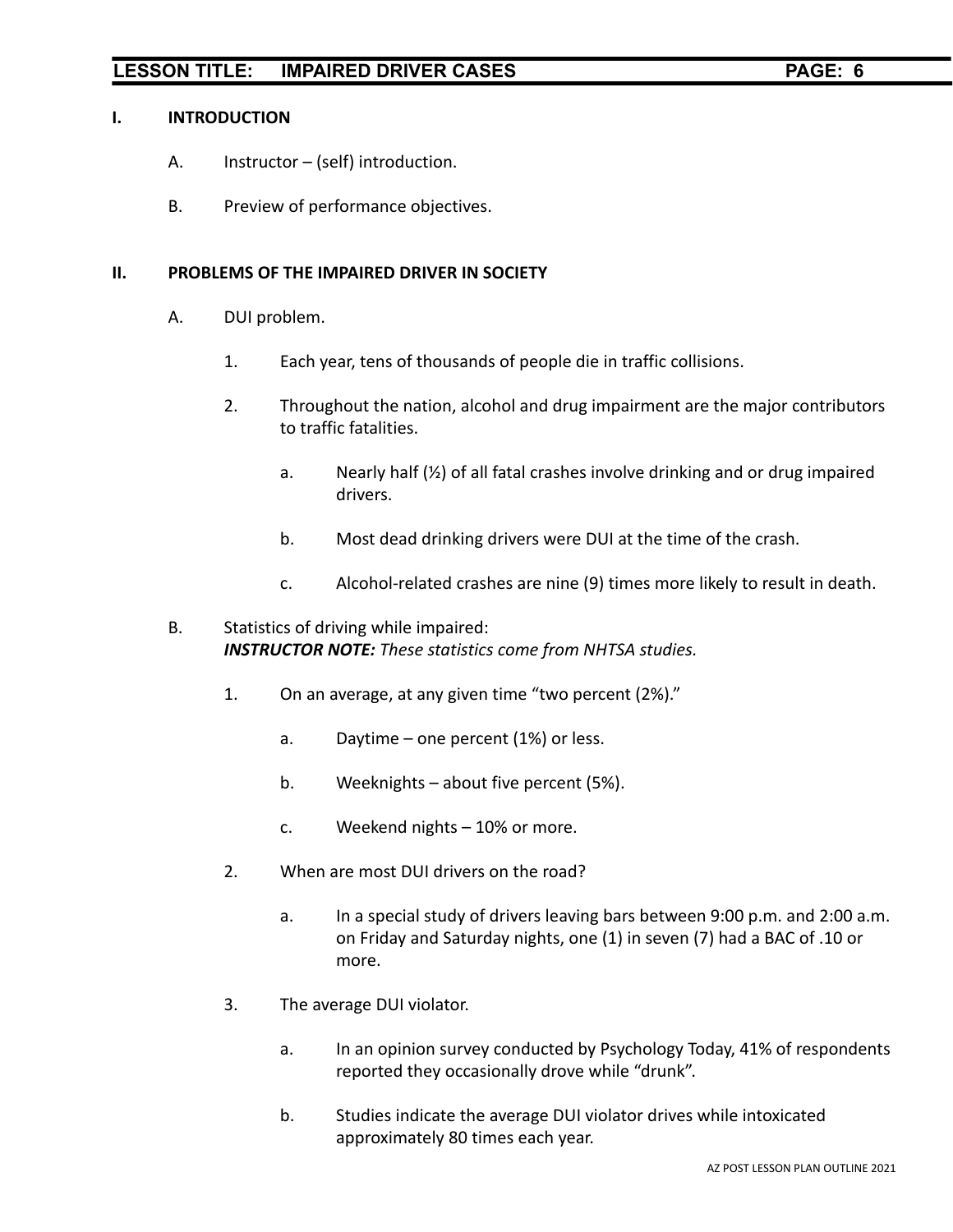## I. INTRODUCTION

A. Instructor – (self) introduction.

B. Preview of performance objectives.

## II. PROBLEMS OF THE IMPAIRED DRIVER IN SOCIETY

A. DUI problem.

1. Each year, tens of thousands of people die in traffic collisions.

2. Throughout the nation, alcohol and drug impairment are the major contributors to traffic fatalities.

    a. Nearly half (½) of all fatal crashes involve drinking and or drug impaired drivers.

    b. Most dead drinking drivers were DUI at the time of the crash.

    c. Alcohol-related crashes are nine (9) times more likely to result in death.

B. Statistics of driving while impaired:
***INSTRUCTOR NOTE:*** *These statistics come from NHTSA studies.*

1. On an average, at any given time "two percent (2%)."

    a. Daytime – one percent (1%) or less.

    b. Weeknights – about five percent (5%).

    c. Weekend nights – 10% or more.

2. When are most DUI drivers on the road?

    a. In a special study of drivers leaving bars between 9:00 p.m. and 2:00 a.m. on Friday and Saturday nights, one (1) in seven (7) had a BAC of .10 or more.

3. The average DUI violator.

    a. In an opinion survey conducted by Psychology Today, 41% of respondents reported they occasionally drove while "drunk".

    b. Studies indicate the average DUI violator drives while intoxicated approximately 80 times each year.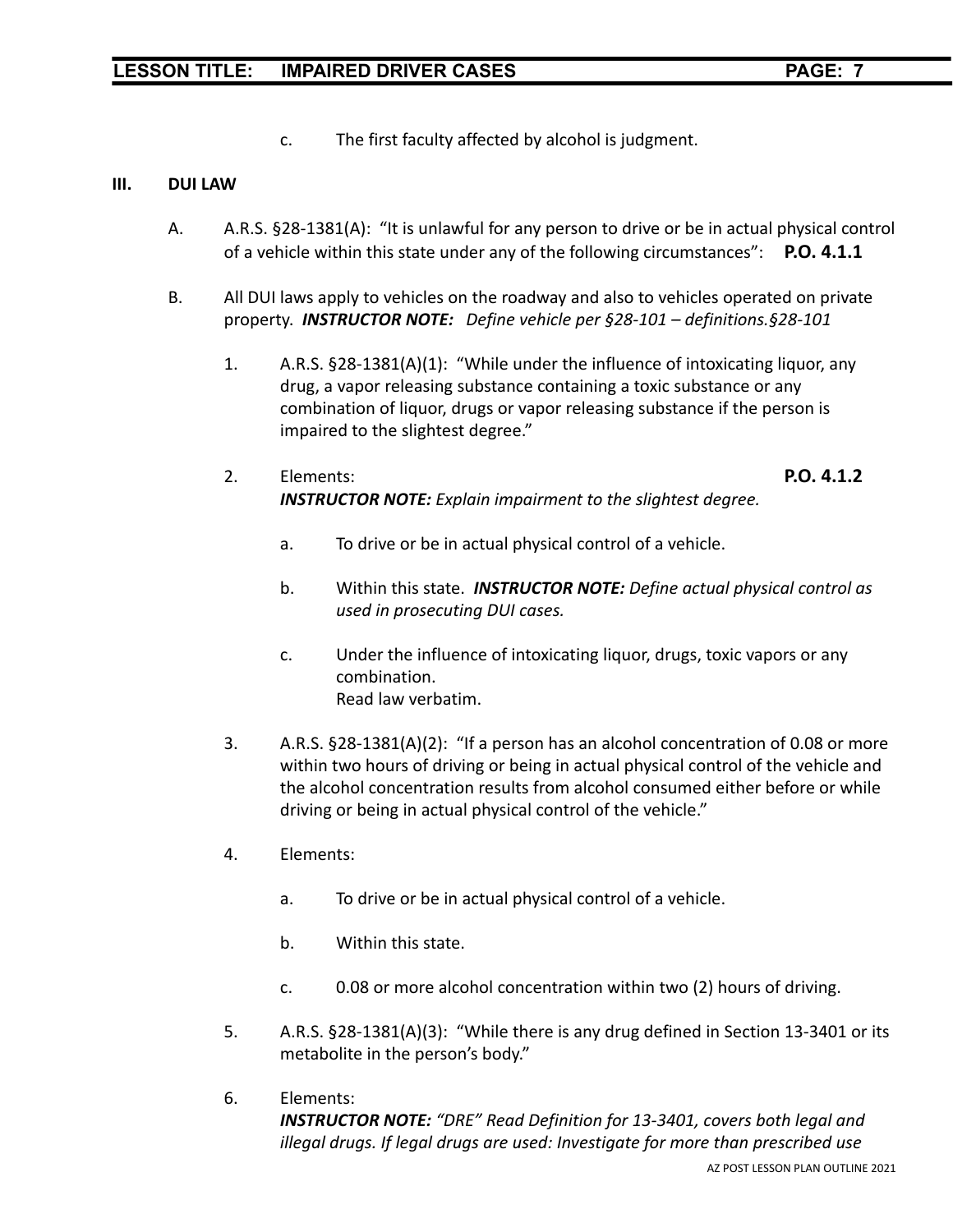c. The first faculty affected by alcohol is judgment.

## III. DUI LAW

A. A.R.S. §28-1381(A): "It is unlawful for any person to drive or be in actual physical control of a vehicle within this state under any of the following circumstances": **P.O. 4.1.1**

B. All DUI laws apply to vehicles on the roadway and also to vehicles operated on private property. ***INSTRUCTOR NOTE:*** *Define vehicle per §28-101 – definitions.§28-101*

1. A.R.S. §28-1381(A)(1): "While under the influence of intoxicating liquor, any drug, a vapor releasing substance containing a toxic substance or any combination of liquor, drugs or vapor releasing substance if the person is impaired to the slightest degree."

2. Elements: **P.O. 4.1.2**
   ***INSTRUCTOR NOTE:*** *Explain impairment to the slightest degree.*

   a. To drive or be in actual physical control of a vehicle.

   b. Within this state. ***INSTRUCTOR NOTE:*** *Define actual physical control as used in prosecuting DUI cases.*

   c. Under the influence of intoxicating liquor, drugs, toxic vapors or any combination.
   Read law verbatim.

3. A.R.S. §28-1381(A)(2): "If a person has an alcohol concentration of 0.08 or more within two hours of driving or being in actual physical control of the vehicle and the alcohol concentration results from alcohol consumed either before or while driving or being in actual physical control of the vehicle."

4. Elements:

   a. To drive or be in actual physical control of a vehicle.

   b. Within this state.

   c. 0.08 or more alcohol concentration within two (2) hours of driving.

5. A.R.S. §28-1381(A)(3): "While there is any drug defined in Section 13-3401 or its metabolite in the person's body."

6. Elements:
   ***INSTRUCTOR NOTE:*** *"DRE" Read Definition for 13-3401, covers both legal and illegal drugs. If legal drugs are used: Investigate for more than prescribed use*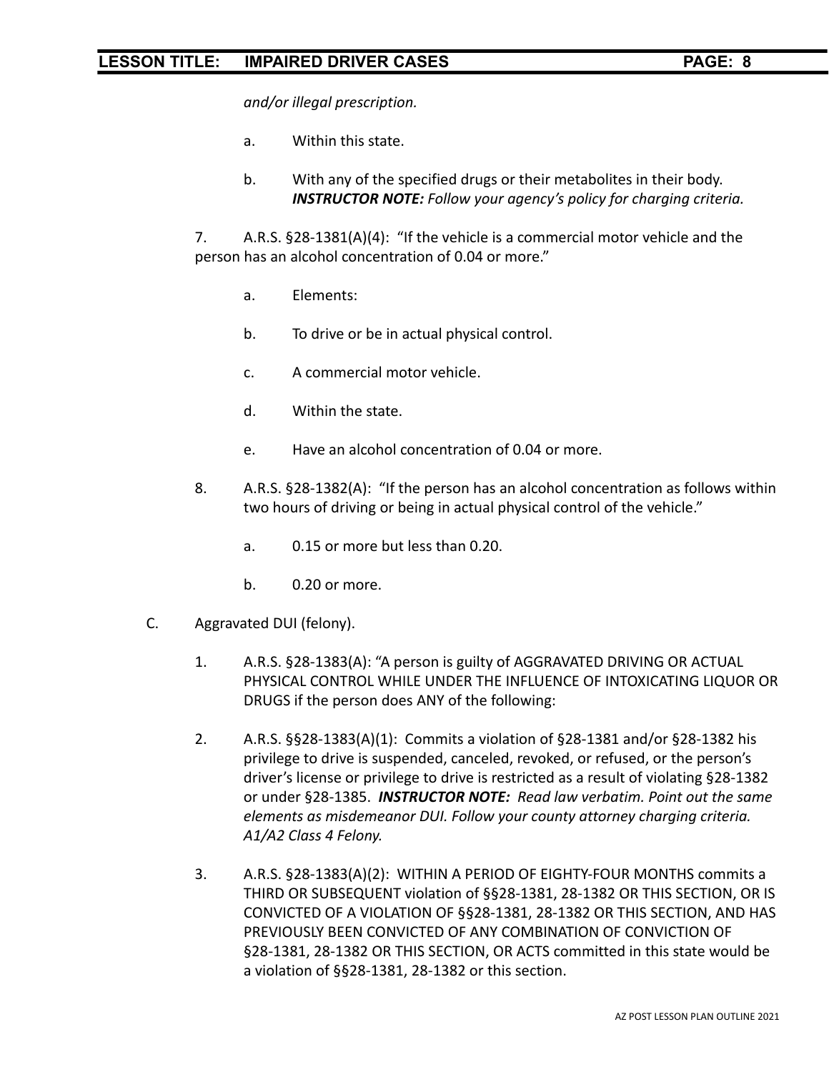*and/or illegal prescription.*

a. Within this state.

b. With any of the specified drugs or their metabolites in their body. ***INSTRUCTOR NOTE:*** *Follow your agency's policy for charging criteria.*

7. A.R.S. §28-1381(A)(4): "If the vehicle is a commercial motor vehicle and the person has an alcohol concentration of 0.04 or more."

a. Elements:

b. To drive or be in actual physical control.

c. A commercial motor vehicle.

d. Within the state.

e. Have an alcohol concentration of 0.04 or more.

8. A.R.S. §28-1382(A): "If the person has an alcohol concentration as follows within two hours of driving or being in actual physical control of the vehicle."

a. 0.15 or more but less than 0.20.

b. 0.20 or more.

C. Aggravated DUI (felony).

1. A.R.S. §28-1383(A): "A person is guilty of AGGRAVATED DRIVING OR ACTUAL PHYSICAL CONTROL WHILE UNDER THE INFLUENCE OF INTOXICATING LIQUOR OR DRUGS if the person does ANY of the following:

2. A.R.S. §§28-1383(A)(1): Commits a violation of §28-1381 and/or §28-1382 his privilege to drive is suspended, canceled, revoked, or refused, or the person's driver's license or privilege to drive is restricted as a result of violating §28-1382 or under §28-1385. ***INSTRUCTOR NOTE:*** *Read law verbatim. Point out the same elements as misdemeanor DUI. Follow your county attorney charging criteria. A1/A2 Class 4 Felony.*

3. A.R.S. §28-1383(A)(2): WITHIN A PERIOD OF EIGHTY-FOUR MONTHS commits a THIRD OR SUBSEQUENT violation of §§28-1381, 28-1382 OR THIS SECTION, OR IS CONVICTED OF A VIOLATION OF §§28-1381, 28-1382 OR THIS SECTION, AND HAS PREVIOUSLY BEEN CONVICTED OF ANY COMBINATION OF CONVICTION OF §28-1381, 28-1382 OR THIS SECTION, OR ACTS committed in this state would be a violation of §§28-1381, 28-1382 or this section.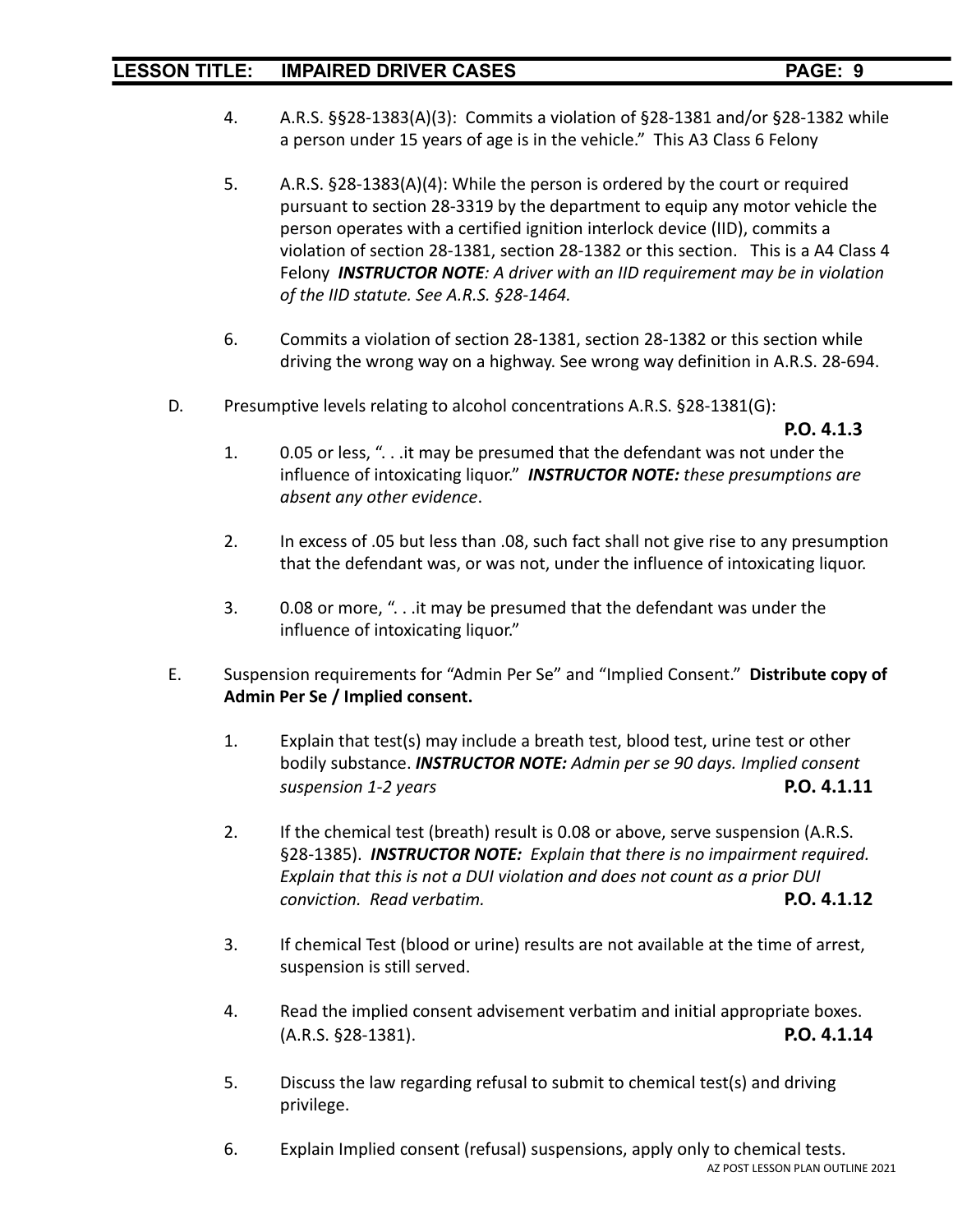4. A.R.S. §§28-1383(A)(3): Commits a violation of §28-1381 and/or §28-1382 while a person under 15 years of age is in the vehicle." This A3 Class 6 Felony

5. A.R.S. §28-1383(A)(4): While the person is ordered by the court or required pursuant to section 28-3319 by the department to equip any motor vehicle the person operates with a certified ignition interlock device (IID), commits a violation of section 28-1381, section 28-1382 or this section. This is a A4 Class 4 Felony ***INSTRUCTOR NOTE****: A driver with an IID requirement may be in violation of the IID statute. See A.R.S. §28-1464.*

6. Commits a violation of section 28-1381, section 28-1382 or this section while driving the wrong way on a highway. See wrong way definition in A.R.S. 28-694.

D. Presumptive levels relating to alcohol concentrations A.R.S. §28-1381(G): **P.O. 4.1.3**

1. 0.05 or less, ". . .it may be presumed that the defendant was not under the influence of intoxicating liquor." ***INSTRUCTOR NOTE:*** *these presumptions are absent any other evidence*.

2. In excess of .05 but less than .08, such fact shall not give rise to any presumption that the defendant was, or was not, under the influence of intoxicating liquor.

3. 0.08 or more, ". . .it may be presumed that the defendant was under the influence of intoxicating liquor."

E. Suspension requirements for "Admin Per Se" and "Implied Consent." **Distribute copy of Admin Per Se / Implied consent.**

1. Explain that test(s) may include a breath test, blood test, urine test or other bodily substance. ***INSTRUCTOR NOTE:*** *Admin per se 90 days. Implied consent suspension 1-2 years* **P.O. 4.1.11**

2. If the chemical test (breath) result is 0.08 or above, serve suspension (A.R.S. §28-1385). ***INSTRUCTOR NOTE:*** *Explain that there is no impairment required. Explain that this is not a DUI violation and does not count as a prior DUI conviction. Read verbatim.* **P.O. 4.1.12**

3. If chemical Test (blood or urine) results are not available at the time of arrest, suspension is still served.

4. Read the implied consent advisement verbatim and initial appropriate boxes. (A.R.S. §28-1381). **P.O. 4.1.14**

5. Discuss the law regarding refusal to submit to chemical test(s) and driving privilege.

6. Explain Implied consent (refusal) suspensions, apply only to chemical tests.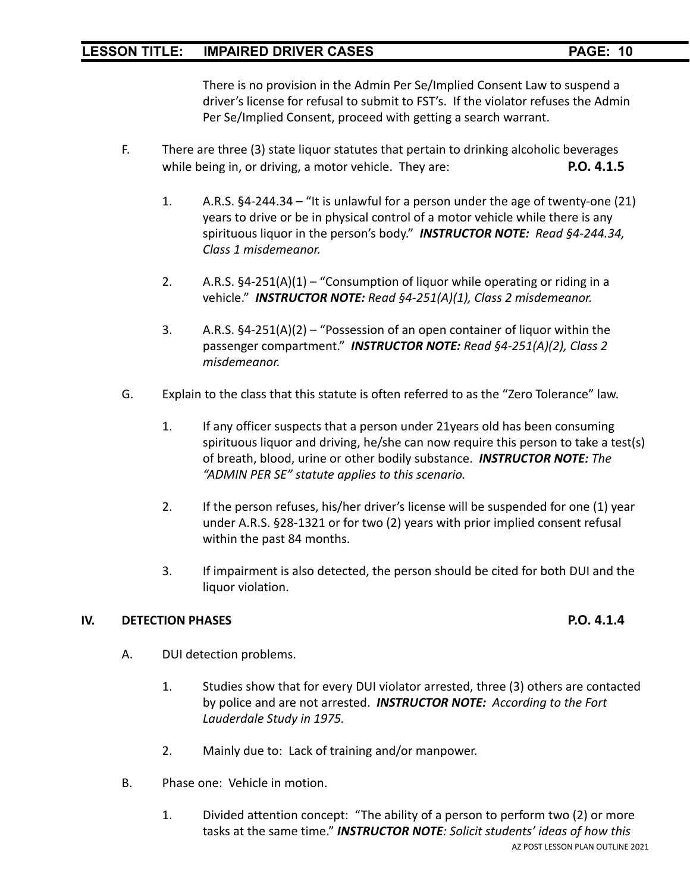There is no provision in the Admin Per Se/Implied Consent Law to suspend a driver's license for refusal to submit to FST's. If the violator refuses the Admin Per Se/Implied Consent, proceed with getting a search warrant.

F. There are three (3) state liquor statutes that pertain to drinking alcoholic beverages while being in, or driving, a motor vehicle. They are: **P.O. 4.1.5**

1. A.R.S. §4-244.34 – "It is unlawful for a person under the age of twenty-one (21) years to drive or be in physical control of a motor vehicle while there is any spirituous liquor in the person's body." ***INSTRUCTOR NOTE:*** *Read §4-244.34, Class 1 misdemeanor.*

2. A.R.S. §4-251(A)(1) – "Consumption of liquor while operating or riding in a vehicle." ***INSTRUCTOR NOTE:*** *Read §4-251(A)(1), Class 2 misdemeanor.*

3. A.R.S. §4-251(A)(2) – "Possession of an open container of liquor within the passenger compartment." ***INSTRUCTOR NOTE:*** *Read §4-251(A)(2), Class 2 misdemeanor.*

G. Explain to the class that this statute is often referred to as the "Zero Tolerance" law.

1. If any officer suspects that a person under 21years old has been consuming spirituous liquor and driving, he/she can now require this person to take a test(s) of breath, blood, urine or other bodily substance. ***INSTRUCTOR NOTE:*** *The "ADMIN PER SE" statute applies to this scenario.*

2. If the person refuses, his/her driver's license will be suspended for one (1) year under A.R.S. §28-1321 or for two (2) years with prior implied consent refusal within the past 84 months.

3. If impairment is also detected, the person should be cited for both DUI and the liquor violation.

## IV. DETECTION PHASES **P.O. 4.1.4**

A. DUI detection problems.

1. Studies show that for every DUI violator arrested, three (3) others are contacted by police and are not arrested. ***INSTRUCTOR NOTE:*** *According to the Fort Lauderdale Study in 1975.*

2. Mainly due to: Lack of training and/or manpower.

B. Phase one: Vehicle in motion.

1. Divided attention concept: "The ability of a person to perform two (2) or more tasks at the same time." ***INSTRUCTOR NOTE****: Solicit students' ideas of how this*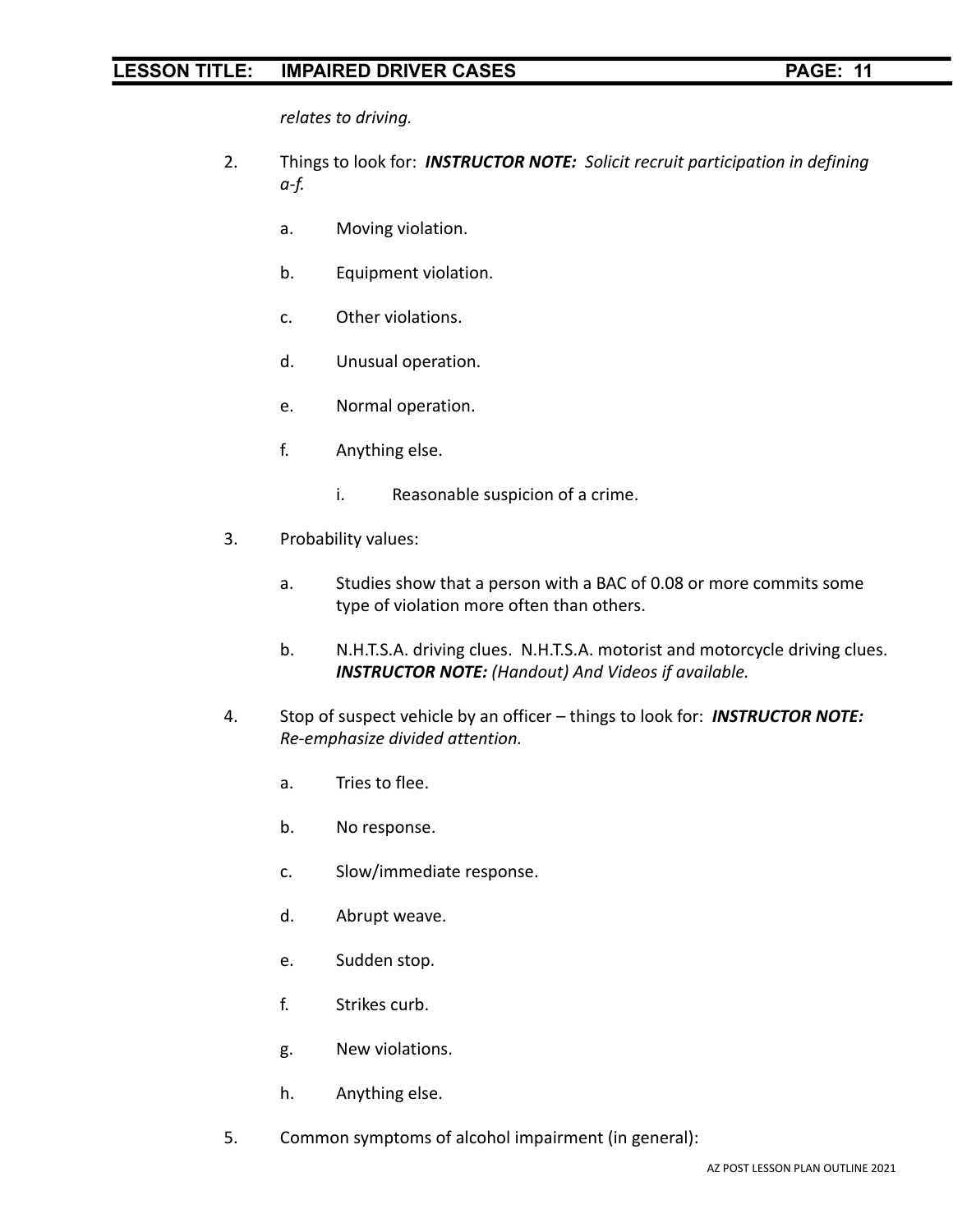*relates to driving.*

2. Things to look for: ***INSTRUCTOR NOTE:*** *Solicit recruit participation in defining a-f.*

   a. Moving violation.

   b. Equipment violation.

   c. Other violations.

   d. Unusual operation.

   e. Normal operation.

   f. Anything else.

      i. Reasonable suspicion of a crime.

3. Probability values:

   a. Studies show that a person with a BAC of 0.08 or more commits some type of violation more often than others.

   b. N.H.T.S.A. driving clues. N.H.T.S.A. motorist and motorcycle driving clues. ***INSTRUCTOR NOTE:*** *(Handout) And Videos if available.*

4. Stop of suspect vehicle by an officer – things to look for: ***INSTRUCTOR NOTE:*** *Re-emphasize divided attention.*

   a. Tries to flee.

   b. No response.

   c. Slow/immediate response.

   d. Abrupt weave.

   e. Sudden stop.

   f. Strikes curb.

   g. New violations.

   h. Anything else.

5. Common symptoms of alcohol impairment (in general):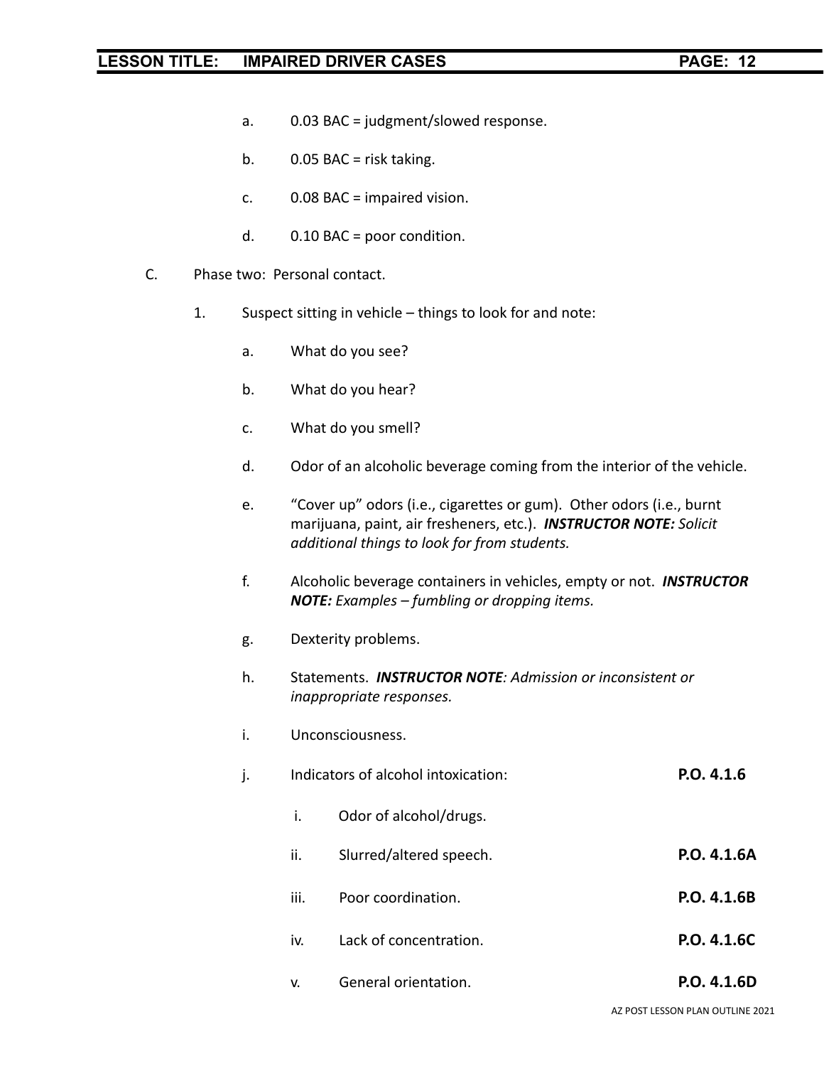a. 0.03 BAC = judgment/slowed response.

b. 0.05 BAC = risk taking.

c. 0.08 BAC = impaired vision.

d. 0.10 BAC = poor condition.

C. Phase two: Personal contact.

1. Suspect sitting in vehicle – things to look for and note:

   a. What do you see?

   b. What do you hear?

   c. What do you smell?

   d. Odor of an alcoholic beverage coming from the interior of the vehicle.

   e. "Cover up" odors (i.e., cigarettes or gum). Other odors (i.e., burnt marijuana, paint, air fresheners, etc.). ***INSTRUCTOR NOTE:*** *Solicit additional things to look for from students.*

   f. Alcoholic beverage containers in vehicles, empty or not. ***INSTRUCTOR NOTE:*** *Examples – fumbling or dropping items.*

   g. Dexterity problems.

   h. Statements. ***INSTRUCTOR NOTE****: Admission or inconsistent or inappropriate responses.*

   i. Unconsciousness.

   j. Indicators of alcohol intoxication: **P.O. 4.1.6**

      i. Odor of alcohol/drugs.

      ii. Slurred/altered speech. **P.O. 4.1.6A**

      iii. Poor coordination. **P.O. 4.1.6B**

      iv. Lack of concentration. **P.O. 4.1.6C**

      v. General orientation. **P.O. 4.1.6D**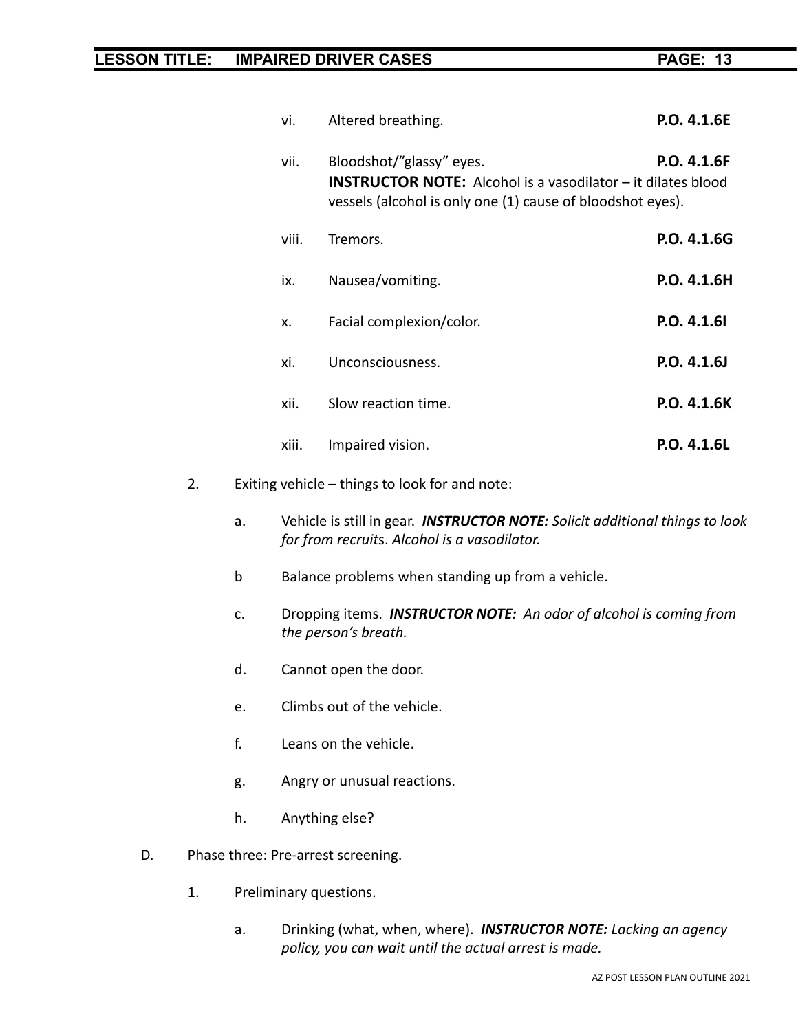vi. Altered breathing. **P.O. 4.1.6E**

vii. Bloodshot/"glassy" eyes. **P.O. 4.1.6F**
**INSTRUCTOR NOTE:** Alcohol is a vasodilator – it dilates blood vessels (alcohol is only one (1) cause of bloodshot eyes).

viii. Tremors. **P.O. 4.1.6G**

ix. Nausea/vomiting. **P.O. 4.1.6H**

x. Facial complexion/color. **P.O. 4.1.6I**

xi. Unconsciousness. **P.O. 4.1.6J**

xii. Slow reaction time. **P.O. 4.1.6K**

xiii. Impaired vision. **P.O. 4.1.6L**

2. Exiting vehicle – things to look for and note:

   a. Vehicle is still in gear. ***INSTRUCTOR NOTE:*** *Solicit additional things to look for from recruits. Alcohol is a vasodilator.*

   b Balance problems when standing up from a vehicle.

   c. Dropping items. ***INSTRUCTOR NOTE:*** *An odor of alcohol is coming from the person's breath.*

   d. Cannot open the door.

   e. Climbs out of the vehicle.

   f. Leans on the vehicle.

   g. Angry or unusual reactions.

   h. Anything else?

D. Phase three: Pre-arrest screening.

1. Preliminary questions.

   a. Drinking (what, when, where). ***INSTRUCTOR NOTE:*** *Lacking an agency policy, you can wait until the actual arrest is made.*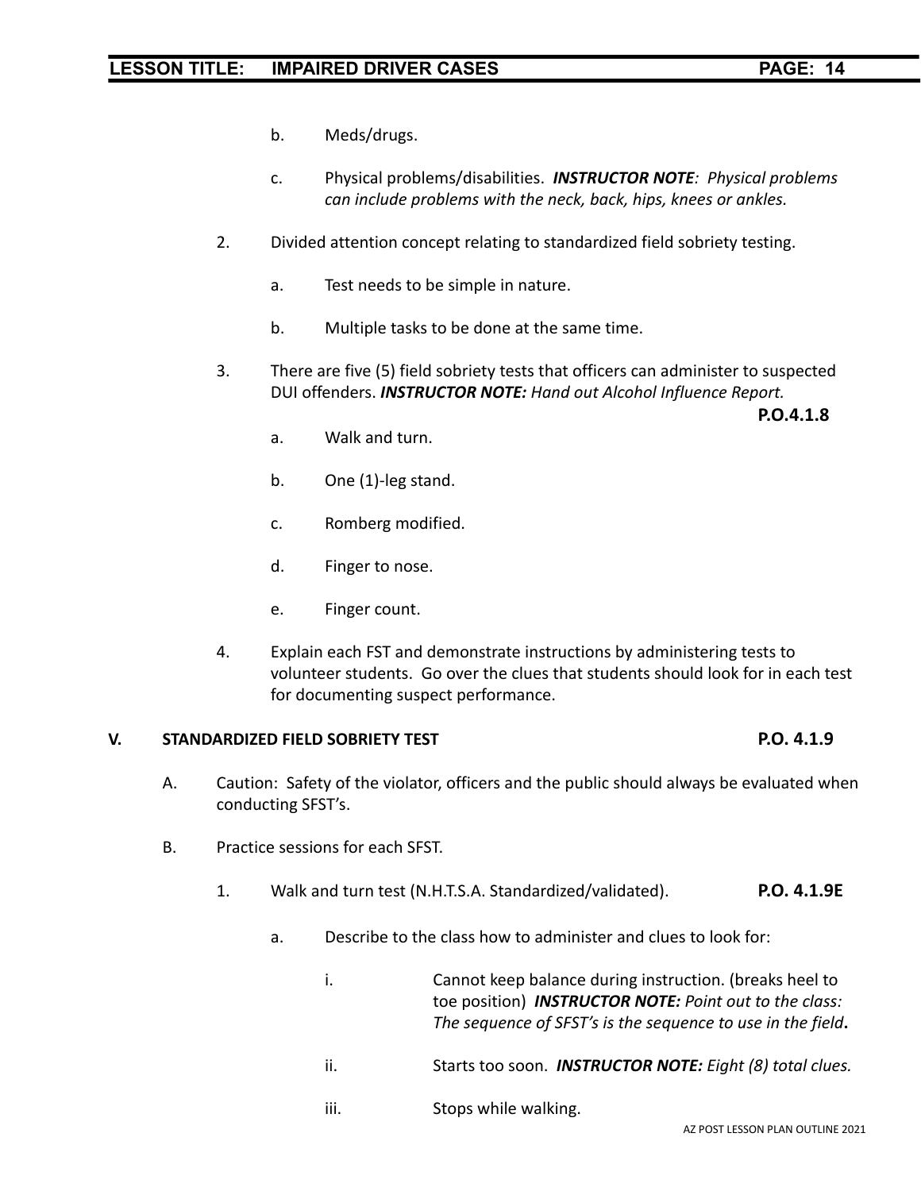b. Meds/drugs.

c. Physical problems/disabilities. ***INSTRUCTOR NOTE**: Physical problems can include problems with the neck, back, hips, knees or ankles.*

2. Divided attention concept relating to standardized field sobriety testing.

   a. Test needs to be simple in nature.

   b. Multiple tasks to be done at the same time.

3. There are five (5) field sobriety tests that officers can administer to suspected DUI offenders. ***INSTRUCTOR NOTE:** Hand out Alcohol Influence Report.* **P.O.4.1.8**

   a. Walk and turn.

   b. One (1)-leg stand.

   c. Romberg modified.

   d. Finger to nose.

   e. Finger count.

4. Explain each FST and demonstrate instructions by administering tests to volunteer students. Go over the clues that students should look for in each test for documenting suspect performance.

## V. STANDARDIZED FIELD SOBRIETY TEST **P.O. 4.1.9**

A. Caution: Safety of the violator, officers and the public should always be evaluated when conducting SFST's.

B. Practice sessions for each SFST.

1. Walk and turn test (N.H.T.S.A. Standardized/validated). **P.O. 4.1.9E**

   a. Describe to the class how to administer and clues to look for:

      i. Cannot keep balance during instruction. (breaks heel to toe position) ***INSTRUCTOR NOTE:** Point out to the class: The sequence of SFST's is the sequence to use in the field***.**

      ii. Starts too soon. ***INSTRUCTOR NOTE:** Eight (8) total clues.*

      iii. Stops while walking.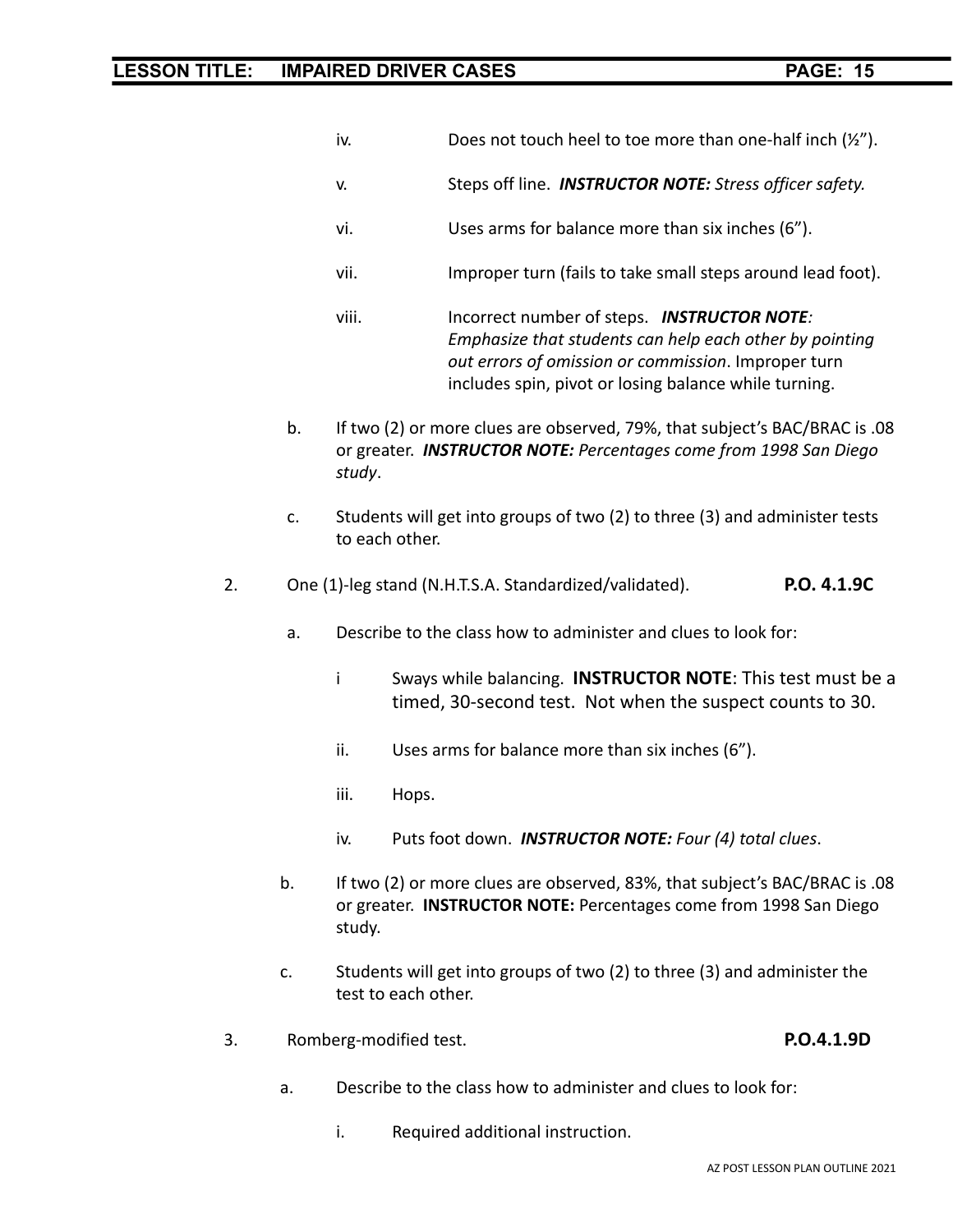iv. Does not touch heel to toe more than one-half inch (½").

v. Steps off line. ***INSTRUCTOR NOTE:*** *Stress officer safety.*

vi. Uses arms for balance more than six inches (6").

vii. Improper turn (fails to take small steps around lead foot).

viii. Incorrect number of steps. ***INSTRUCTOR NOTE****: Emphasize that students can help each other by pointing out errors of omission or commission*. Improper turn includes spin, pivot or losing balance while turning.

b. If two (2) or more clues are observed, 79%, that subject's BAC/BRAC is .08 or greater. ***INSTRUCTOR NOTE:*** *Percentages come from 1998 San Diego study*.

c. Students will get into groups of two (2) to three (3) and administer tests to each other.

2. One (1)-leg stand (N.H.T.S.A. Standardized/validated). **P.O. 4.1.9C**

a. Describe to the class how to administer and clues to look for:

i Sways while balancing. **INSTRUCTOR NOTE**: This test must be a timed, 30-second test. Not when the suspect counts to 30.

ii. Uses arms for balance more than six inches (6").

iii. Hops.

iv. Puts foot down. ***INSTRUCTOR NOTE:*** *Four (4) total clues*.

b. If two (2) or more clues are observed, 83%, that subject's BAC/BRAC is .08 or greater. **INSTRUCTOR NOTE:** Percentages come from 1998 San Diego study.

c. Students will get into groups of two (2) to three (3) and administer the test to each other.

3. Romberg-modified test. **P.O.4.1.9D**

a. Describe to the class how to administer and clues to look for:

i. Required additional instruction.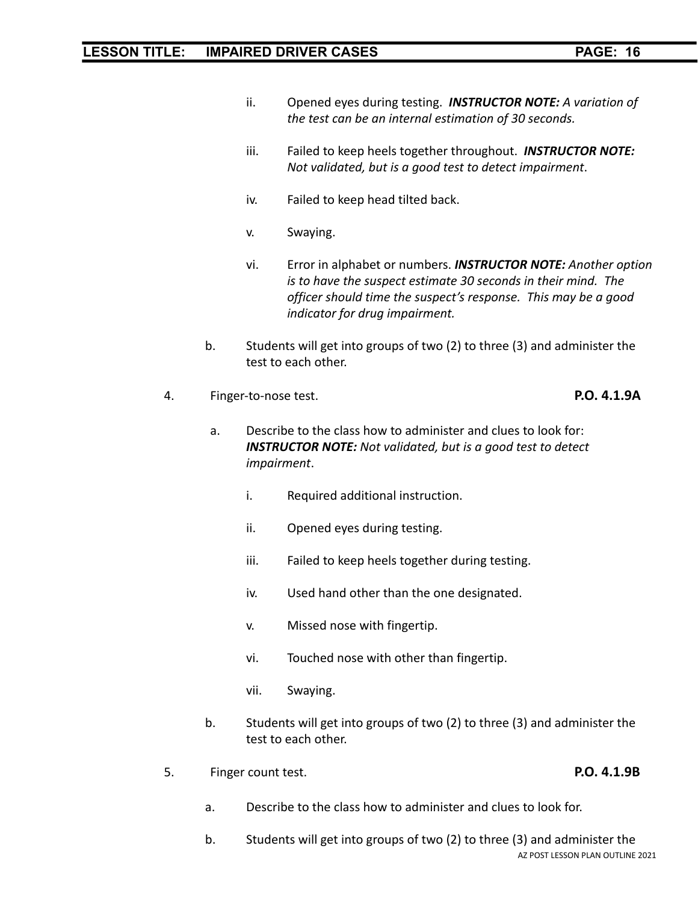ii. Opened eyes during testing. ***INSTRUCTOR NOTE:*** *A variation of the test can be an internal estimation of 30 seconds.*

iii. Failed to keep heels together throughout. ***INSTRUCTOR NOTE:*** *Not validated, but is a good test to detect impairment*.

iv. Failed to keep head tilted back.

v. Swaying.

vi. Error in alphabet or numbers. ***INSTRUCTOR NOTE:*** *Another option is to have the suspect estimate 30 seconds in their mind. The officer should time the suspect's response. This may be a good indicator for drug impairment.*

b. Students will get into groups of two (2) to three (3) and administer the test to each other.

4. Finger-to-nose test. **P.O. 4.1.9A**

a. Describe to the class how to administer and clues to look for: ***INSTRUCTOR NOTE:*** *Not validated, but is a good test to detect impairment*.

i. Required additional instruction.

ii. Opened eyes during testing.

iii. Failed to keep heels together during testing.

iv. Used hand other than the one designated.

v. Missed nose with fingertip.

vi. Touched nose with other than fingertip.

vii. Swaying.

b. Students will get into groups of two (2) to three (3) and administer the test to each other.

5. Finger count test. **P.O. 4.1.9B**

a. Describe to the class how to administer and clues to look for.

b. Students will get into groups of two (2) to three (3) and administer the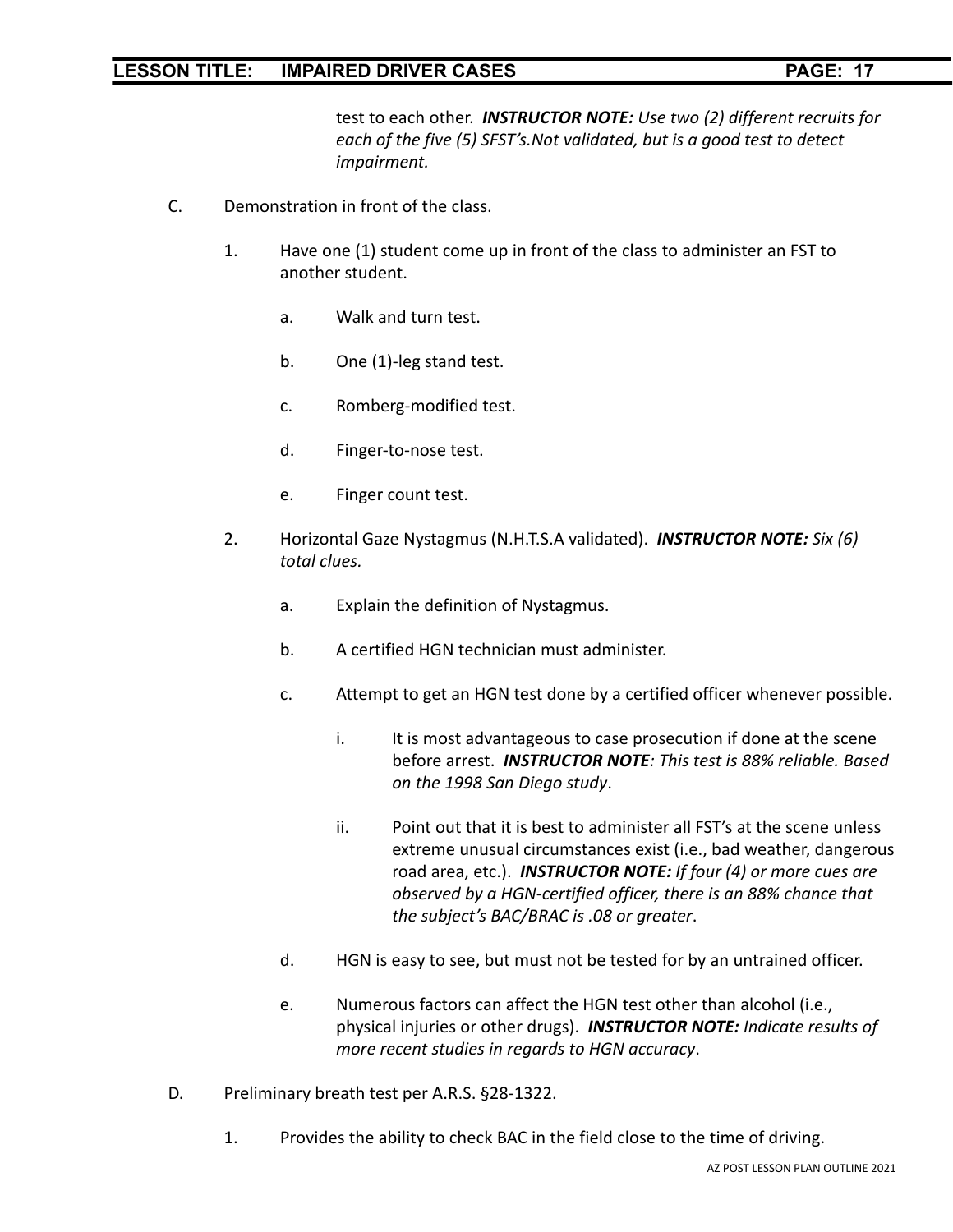test to each other. ***INSTRUCTOR NOTE:*** *Use two (2) different recruits for each of the five (5) SFST's.Not validated, but is a good test to detect impairment.*

C. Demonstration in front of the class.

1. Have one (1) student come up in front of the class to administer an FST to another student.

    a. Walk and turn test.

    b. One (1)-leg stand test.

    c. Romberg-modified test.

    d. Finger-to-nose test.

    e. Finger count test.

2. Horizontal Gaze Nystagmus (N.H.T.S.A validated). ***INSTRUCTOR NOTE:*** *Six (6) total clues.*

    a. Explain the definition of Nystagmus.

    b. A certified HGN technician must administer.

    c. Attempt to get an HGN test done by a certified officer whenever possible.

        i. It is most advantageous to case prosecution if done at the scene before arrest. ***INSTRUCTOR NOTE****: This test is 88% reliable. Based on the 1998 San Diego study*.

        ii. Point out that it is best to administer all FST's at the scene unless extreme unusual circumstances exist (i.e., bad weather, dangerous road area, etc.). ***INSTRUCTOR NOTE:*** *If four (4) or more cues are observed by a HGN-certified officer, there is an 88% chance that the subject's BAC/BRAC is .08 or greater*.

    d. HGN is easy to see, but must not be tested for by an untrained officer.

    e. Numerous factors can affect the HGN test other than alcohol (i.e., physical injuries or other drugs). ***INSTRUCTOR NOTE:*** *Indicate results of more recent studies in regards to HGN accuracy*.

D. Preliminary breath test per A.R.S. §28-1322.

1. Provides the ability to check BAC in the field close to the time of driving.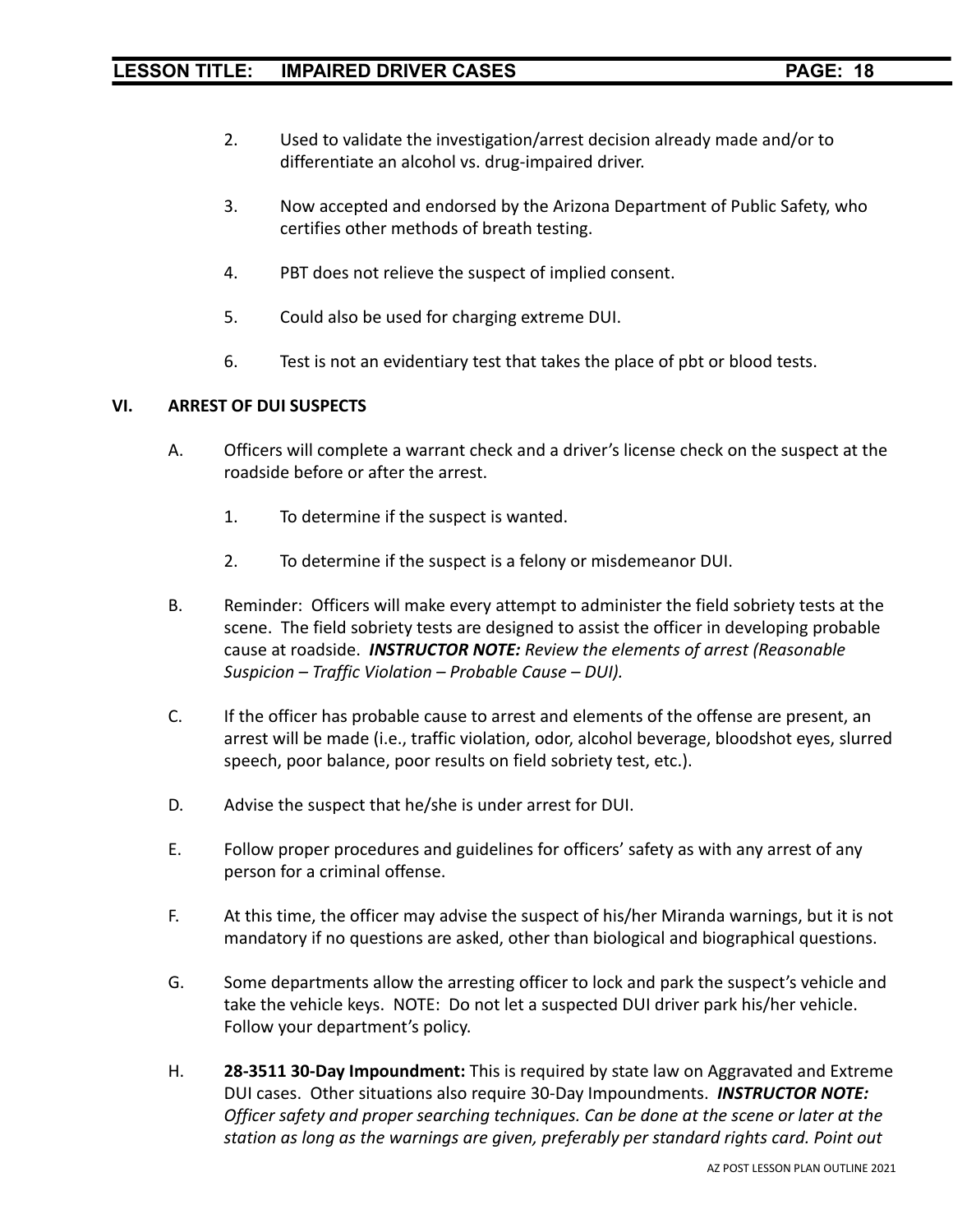2. Used to validate the investigation/arrest decision already made and/or to differentiate an alcohol vs. drug-impaired driver.

3. Now accepted and endorsed by the Arizona Department of Public Safety, who certifies other methods of breath testing.

4. PBT does not relieve the suspect of implied consent.

5. Could also be used for charging extreme DUI.

6. Test is not an evidentiary test that takes the place of pbt or blood tests.

## VI. ARREST OF DUI SUSPECTS

A. Officers will complete a warrant check and a driver's license check on the suspect at the roadside before or after the arrest.

1. To determine if the suspect is wanted.

2. To determine if the suspect is a felony or misdemeanor DUI.

B. Reminder: Officers will make every attempt to administer the field sobriety tests at the scene. The field sobriety tests are designed to assist the officer in developing probable cause at roadside. ***INSTRUCTOR NOTE:*** *Review the elements of arrest (Reasonable Suspicion – Traffic Violation – Probable Cause – DUI).*

C. If the officer has probable cause to arrest and elements of the offense are present, an arrest will be made (i.e., traffic violation, odor, alcohol beverage, bloodshot eyes, slurred speech, poor balance, poor results on field sobriety test, etc.).

D. Advise the suspect that he/she is under arrest for DUI.

E. Follow proper procedures and guidelines for officers' safety as with any arrest of any person for a criminal offense.

F. At this time, the officer may advise the suspect of his/her Miranda warnings, but it is not mandatory if no questions are asked, other than biological and biographical questions.

G. Some departments allow the arresting officer to lock and park the suspect's vehicle and take the vehicle keys. NOTE: Do not let a suspected DUI driver park his/her vehicle. Follow your department's policy.

H. **28-3511 30-Day Impoundment:** This is required by state law on Aggravated and Extreme DUI cases. Other situations also require 30-Day Impoundments. ***INSTRUCTOR NOTE:*** *Officer safety and proper searching techniques. Can be done at the scene or later at the station as long as the warnings are given, preferably per standard rights card. Point out*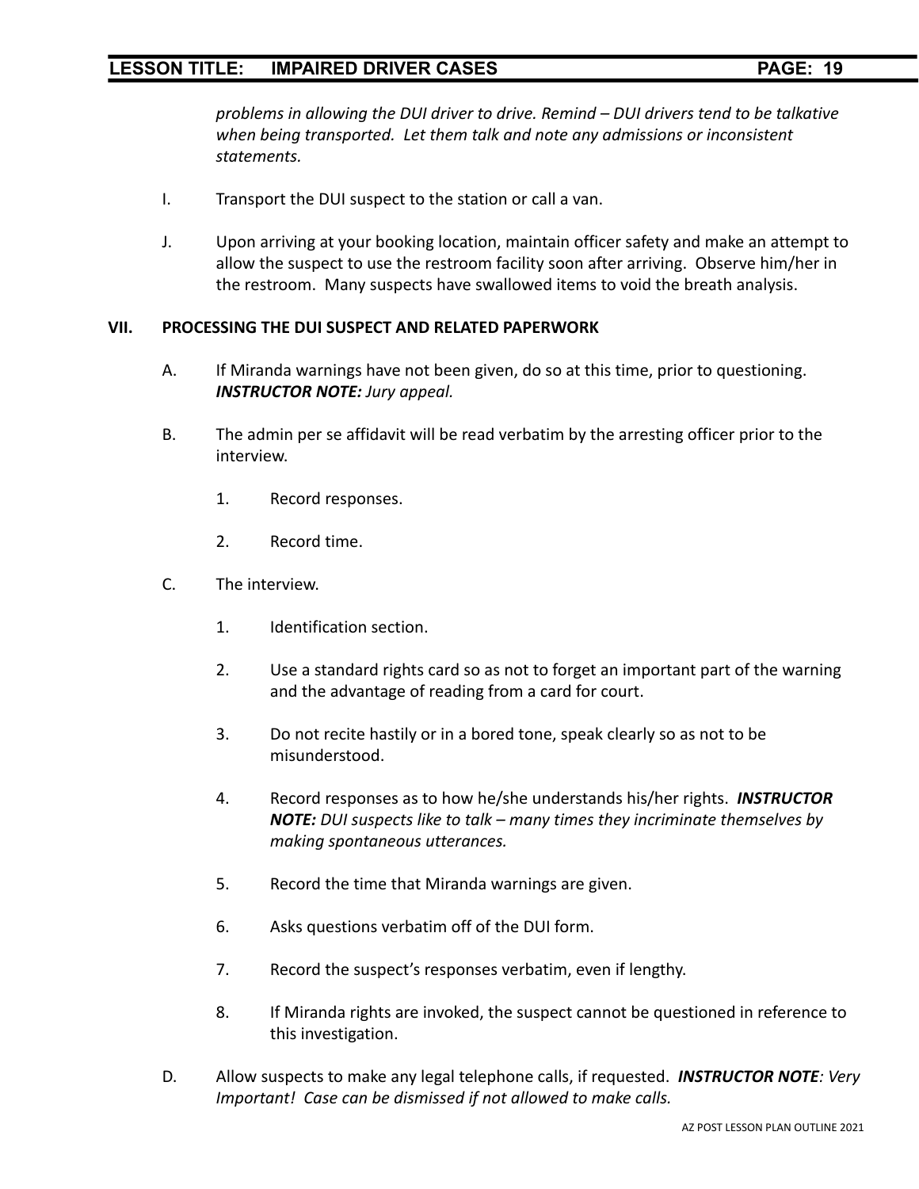*problems in allowing the DUI driver to drive. Remind – DUI drivers tend to be talkative when being transported. Let them talk and note any admissions or inconsistent statements.*

I. Transport the DUI suspect to the station or call a van.

J. Upon arriving at your booking location, maintain officer safety and make an attempt to allow the suspect to use the restroom facility soon after arriving. Observe him/her in the restroom. Many suspects have swallowed items to void the breath analysis.

## VII. PROCESSING THE DUI SUSPECT AND RELATED PAPERWORK

A. If Miranda warnings have not been given, do so at this time, prior to questioning. ***INSTRUCTOR NOTE:*** *Jury appeal.*

B. The admin per se affidavit will be read verbatim by the arresting officer prior to the interview.

1. Record responses.

2. Record time.

C. The interview.

1. Identification section.

2. Use a standard rights card so as not to forget an important part of the warning and the advantage of reading from a card for court.

3. Do not recite hastily or in a bored tone, speak clearly so as not to be misunderstood.

4. Record responses as to how he/she understands his/her rights. ***INSTRUCTOR NOTE:*** *DUI suspects like to talk – many times they incriminate themselves by making spontaneous utterances.*

5. Record the time that Miranda warnings are given.

6. Asks questions verbatim off of the DUI form.

7. Record the suspect's responses verbatim, even if lengthy.

8. If Miranda rights are invoked, the suspect cannot be questioned in reference to this investigation.

D. Allow suspects to make any legal telephone calls, if requested. ***INSTRUCTOR NOTE****: Very Important! Case can be dismissed if not allowed to make calls.*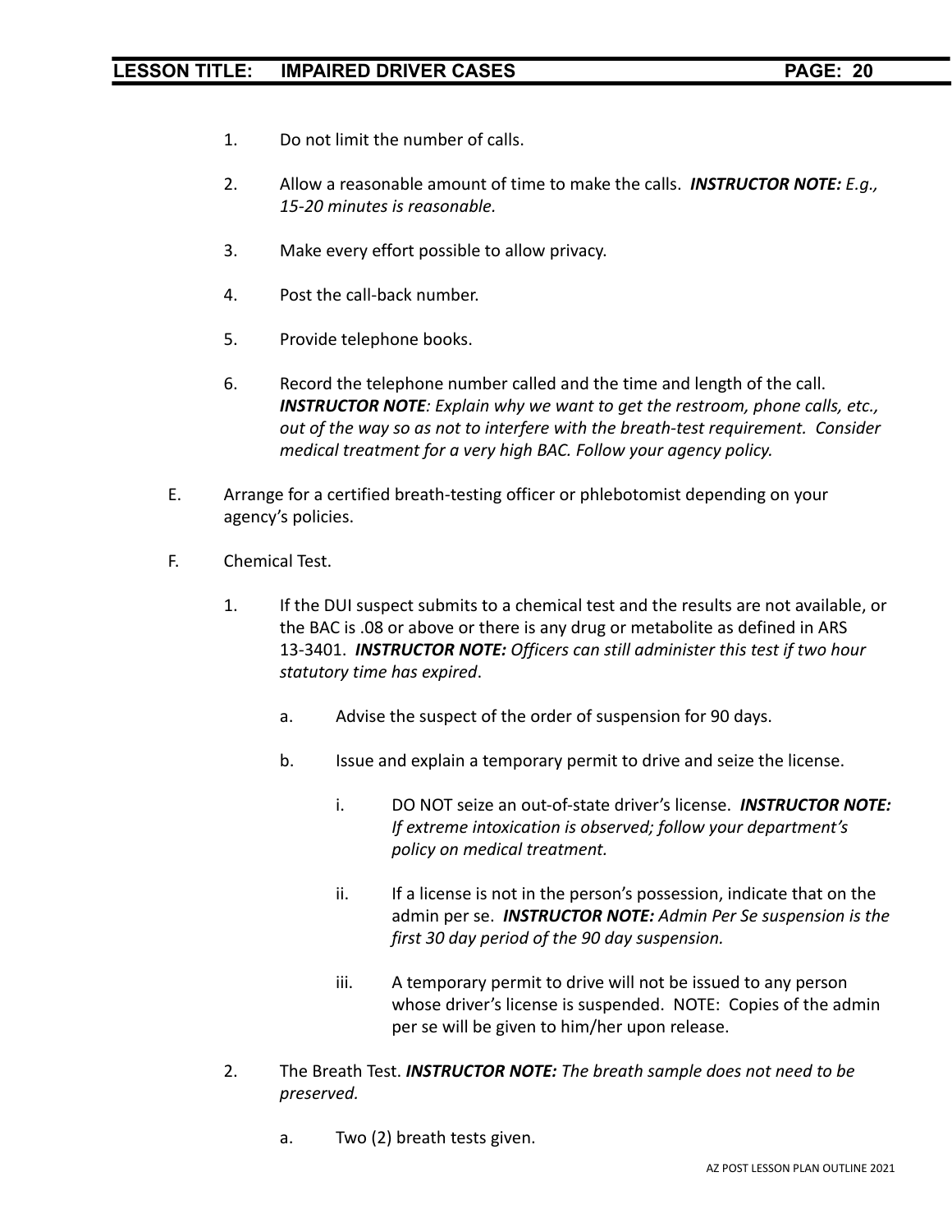1. Do not limit the number of calls.

2. Allow a reasonable amount of time to make the calls. ***INSTRUCTOR NOTE:*** *E.g., 15-20 minutes is reasonable.*

3. Make every effort possible to allow privacy.

4. Post the call-back number.

5. Provide telephone books.

6. Record the telephone number called and the time and length of the call. ***INSTRUCTOR NOTE****: Explain why we want to get the restroom, phone calls, etc., out of the way so as not to interfere with the breath-test requirement. Consider medical treatment for a very high BAC. Follow your agency policy.*

E. Arrange for a certified breath-testing officer or phlebotomist depending on your agency's policies.

F. Chemical Test.

1. If the DUI suspect submits to a chemical test and the results are not available, or the BAC is .08 or above or there is any drug or metabolite as defined in ARS 13-3401. ***INSTRUCTOR NOTE:*** *Officers can still administer this test if two hour statutory time has expired*.

    a. Advise the suspect of the order of suspension for 90 days.

    b. Issue and explain a temporary permit to drive and seize the license.

        i. DO NOT seize an out-of-state driver's license. ***INSTRUCTOR NOTE:*** *If extreme intoxication is observed; follow your department's policy on medical treatment.*

        ii. If a license is not in the person's possession, indicate that on the admin per se. ***INSTRUCTOR NOTE:*** *Admin Per Se suspension is the first 30 day period of the 90 day suspension.*

        iii. A temporary permit to drive will not be issued to any person whose driver's license is suspended. NOTE: Copies of the admin per se will be given to him/her upon release.

2. The Breath Test. ***INSTRUCTOR NOTE:*** *The breath sample does not need to be preserved.*

    a. Two (2) breath tests given.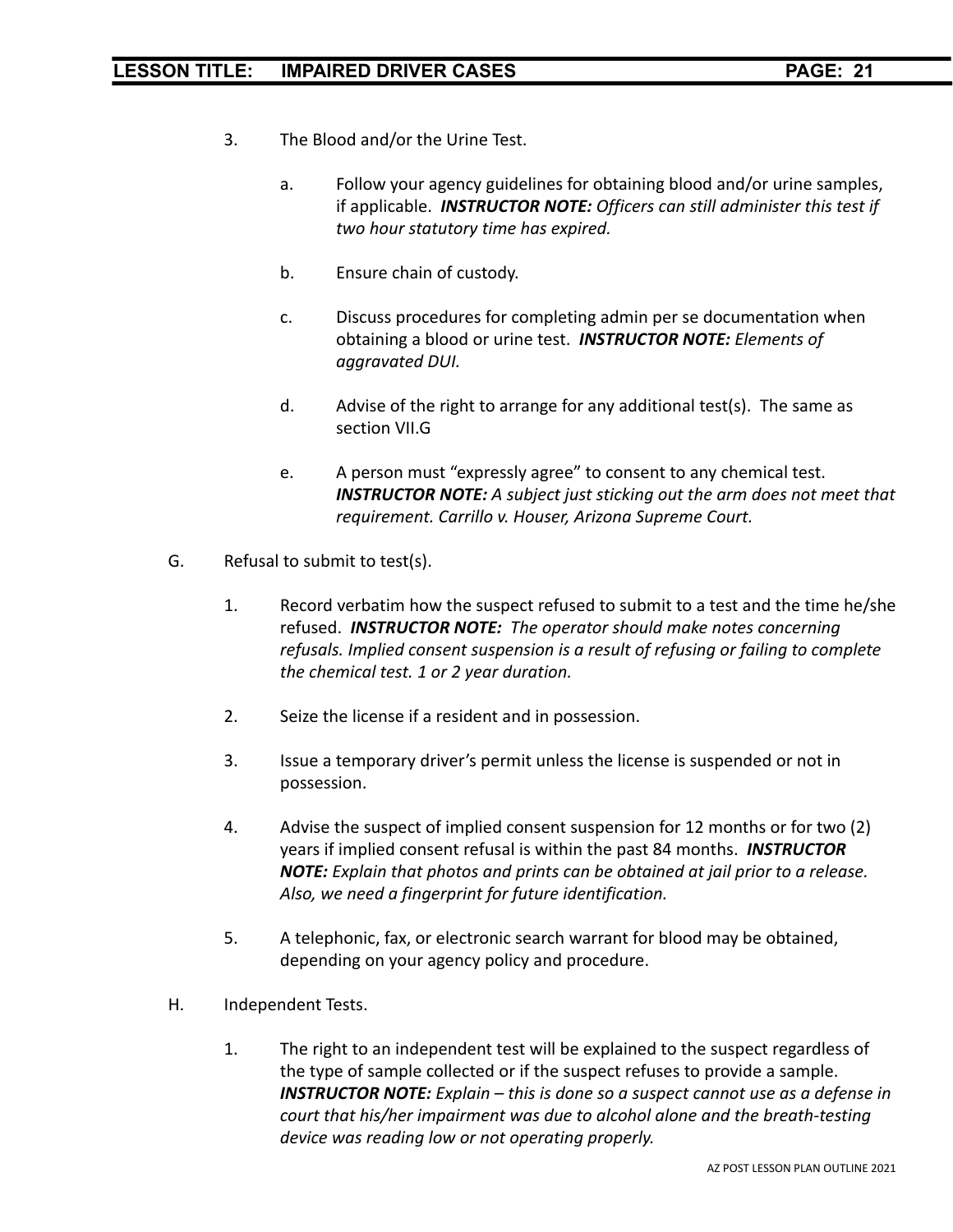3. The Blood and/or the Urine Test.

    a. Follow your agency guidelines for obtaining blood and/or urine samples, if applicable. ***INSTRUCTOR NOTE:*** *Officers can still administer this test if two hour statutory time has expired.*

    b. Ensure chain of custody.

    c. Discuss procedures for completing admin per se documentation when obtaining a blood or urine test. ***INSTRUCTOR NOTE:*** *Elements of aggravated DUI.*

    d. Advise of the right to arrange for any additional test(s). The same as section VII.G

    e. A person must "expressly agree" to consent to any chemical test. ***INSTRUCTOR NOTE:*** *A subject just sticking out the arm does not meet that requirement. Carrillo v. Houser, Arizona Supreme Court.*

G. Refusal to submit to test(s).

1. Record verbatim how the suspect refused to submit to a test and the time he/she refused. ***INSTRUCTOR NOTE:*** *The operator should make notes concerning refusals. Implied consent suspension is a result of refusing or failing to complete the chemical test. 1 or 2 year duration.*

2. Seize the license if a resident and in possession.

3. Issue a temporary driver's permit unless the license is suspended or not in possession.

4. Advise the suspect of implied consent suspension for 12 months or for two (2) years if implied consent refusal is within the past 84 months. ***INSTRUCTOR NOTE:*** *Explain that photos and prints can be obtained at jail prior to a release. Also, we need a fingerprint for future identification.*

5. A telephonic, fax, or electronic search warrant for blood may be obtained, depending on your agency policy and procedure.

H. Independent Tests.

1. The right to an independent test will be explained to the suspect regardless of the type of sample collected or if the suspect refuses to provide a sample. ***INSTRUCTOR NOTE:*** *Explain – this is done so a suspect cannot use as a defense in court that his/her impairment was due to alcohol alone and the breath-testing device was reading low or not operating properly.*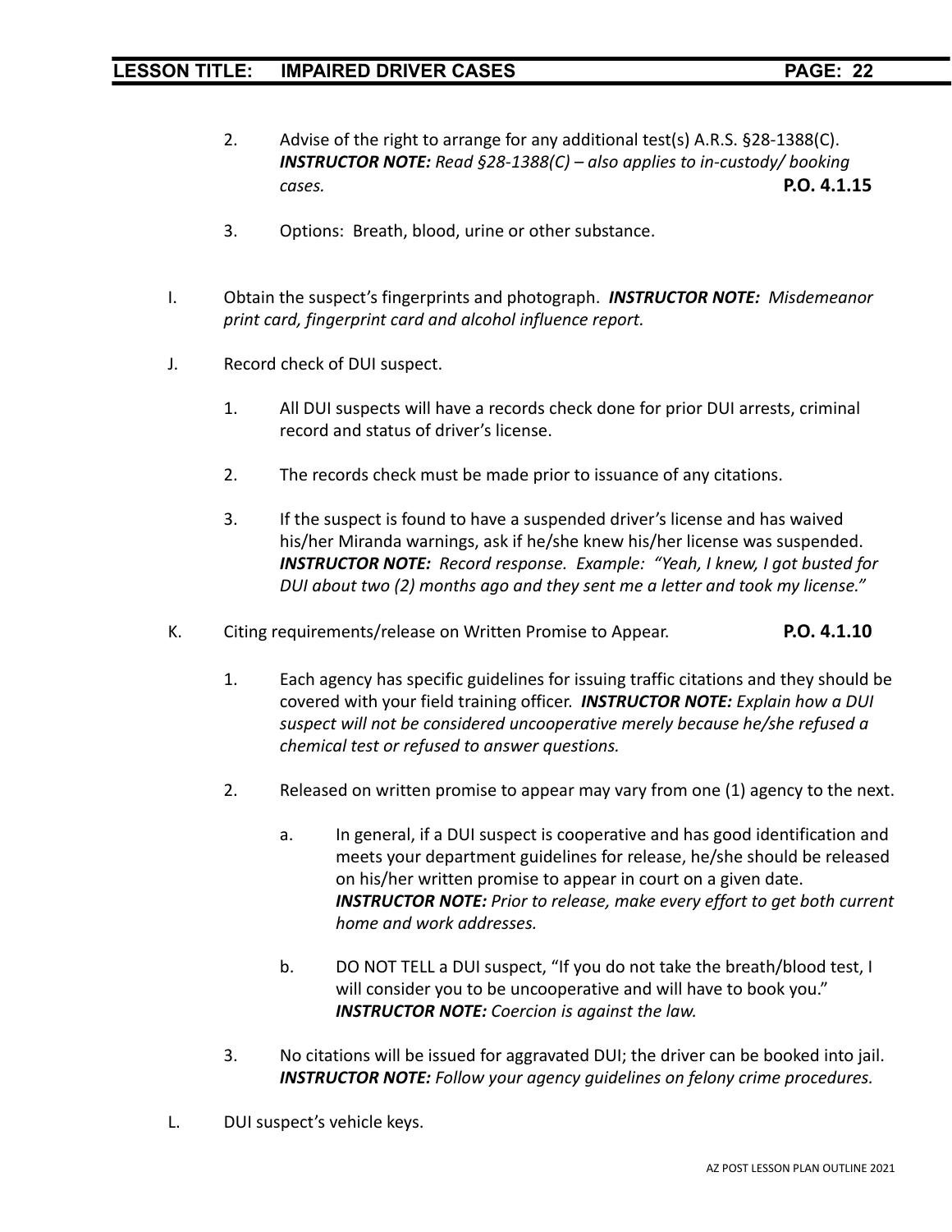2. Advise of the right to arrange for any additional test(s) A.R.S. §28-1388(C). ***INSTRUCTOR NOTE:*** *Read §28-1388(C) – also applies to in-custody/ booking cases.* **P.O. 4.1.15**

3. Options: Breath, blood, urine or other substance.

I. Obtain the suspect's fingerprints and photograph. ***INSTRUCTOR NOTE:*** *Misdemeanor print card, fingerprint card and alcohol influence report.*

J. Record check of DUI suspect.

1. All DUI suspects will have a records check done for prior DUI arrests, criminal record and status of driver's license.

2. The records check must be made prior to issuance of any citations.

3. If the suspect is found to have a suspended driver's license and has waived his/her Miranda warnings, ask if he/she knew his/her license was suspended. ***INSTRUCTOR NOTE:*** *Record response. Example: "Yeah, I knew, I got busted for DUI about two (2) months ago and they sent me a letter and took my license."*

K. Citing requirements/release on Written Promise to Appear. **P.O. 4.1.10**

1. Each agency has specific guidelines for issuing traffic citations and they should be covered with your field training officer. ***INSTRUCTOR NOTE:*** *Explain how a DUI suspect will not be considered uncooperative merely because he/she refused a chemical test or refused to answer questions.*

2. Released on written promise to appear may vary from one (1) agency to the next.

   a. In general, if a DUI suspect is cooperative and has good identification and meets your department guidelines for release, he/she should be released on his/her written promise to appear in court on a given date. ***INSTRUCTOR NOTE:*** *Prior to release, make every effort to get both current home and work addresses.*

   b. DO NOT TELL a DUI suspect, "If you do not take the breath/blood test, I will consider you to be uncooperative and will have to book you." ***INSTRUCTOR NOTE:*** *Coercion is against the law.*

3. No citations will be issued for aggravated DUI; the driver can be booked into jail. ***INSTRUCTOR NOTE:*** *Follow your agency guidelines on felony crime procedures.*

L. DUI suspect's vehicle keys.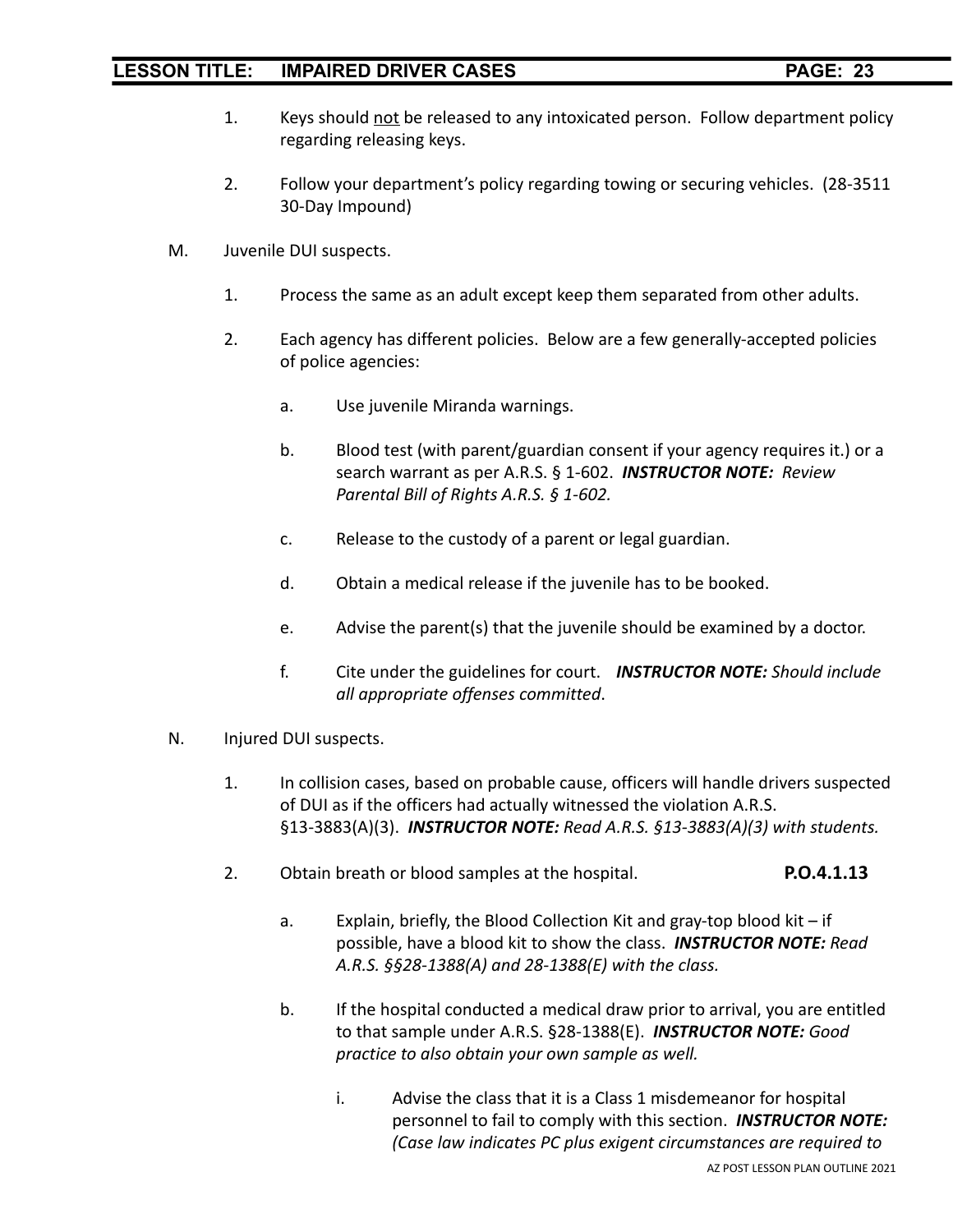1. Keys should <u>not</u> be released to any intoxicated person. Follow department policy regarding releasing keys.

2. Follow your department's policy regarding towing or securing vehicles. (28-3511 30-Day Impound)

M. Juvenile DUI suspects.

1. Process the same as an adult except keep them separated from other adults.

2. Each agency has different policies. Below are a few generally-accepted policies of police agencies:

   a. Use juvenile Miranda warnings.

   b. Blood test (with parent/guardian consent if your agency requires it.) or a search warrant as per A.R.S. § 1-602. ***INSTRUCTOR NOTE:*** *Review Parental Bill of Rights A.R.S. § 1-602.*

   c. Release to the custody of a parent or legal guardian.

   d. Obtain a medical release if the juvenile has to be booked.

   e. Advise the parent(s) that the juvenile should be examined by a doctor.

   f. Cite under the guidelines for court. ***INSTRUCTOR NOTE:*** *Should include all appropriate offenses committed*.

N. Injured DUI suspects.

1. In collision cases, based on probable cause, officers will handle drivers suspected of DUI as if the officers had actually witnessed the violation A.R.S. §13-3883(A)(3). ***INSTRUCTOR NOTE:*** *Read A.R.S. §13-3883(A)(3) with students.*

2. Obtain breath or blood samples at the hospital. **P.O.4.1.13**

   a. Explain, briefly, the Blood Collection Kit and gray-top blood kit – if possible, have a blood kit to show the class. ***INSTRUCTOR NOTE:*** *Read A.R.S. §§28-1388(A) and 28-1388(E) with the class.*

   b. If the hospital conducted a medical draw prior to arrival, you are entitled to that sample under A.R.S. §28-1388(E). ***INSTRUCTOR NOTE:*** *Good practice to also obtain your own sample as well.*

      i. Advise the class that it is a Class 1 misdemeanor for hospital personnel to fail to comply with this section. ***INSTRUCTOR NOTE:*** *(Case law indicates PC plus exigent circumstances are required to*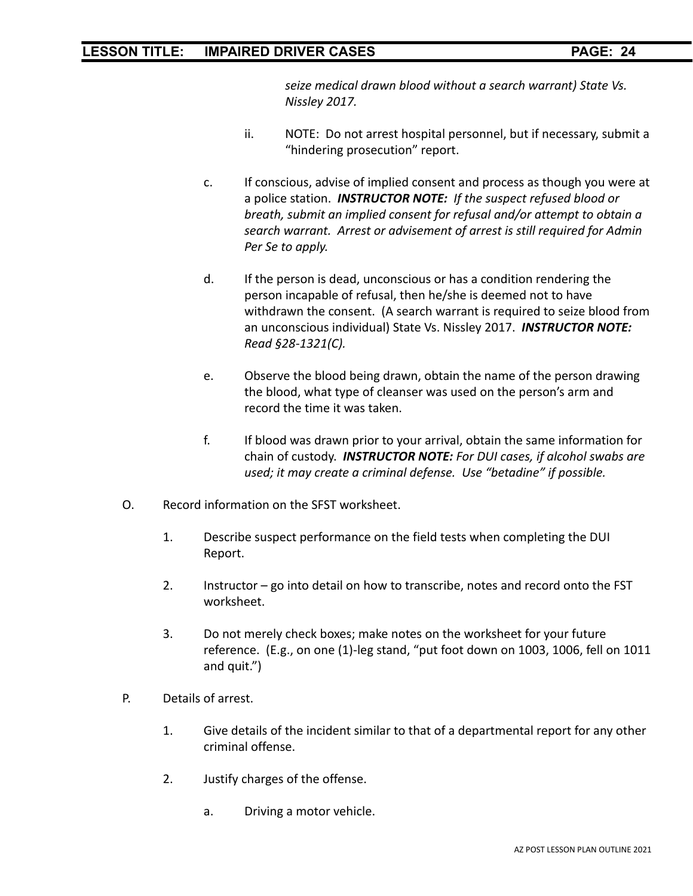*seize medical drawn blood without a search warrant) State Vs. Nissley 2017.*

ii. NOTE: Do not arrest hospital personnel, but if necessary, submit a "hindering prosecution" report.

c. If conscious, advise of implied consent and process as though you were at a police station. ***INSTRUCTOR NOTE:*** *If the suspect refused blood or breath, submit an implied consent for refusal and/or attempt to obtain a search warrant. Arrest or advisement of arrest is still required for Admin Per Se to apply.*

d. If the person is dead, unconscious or has a condition rendering the person incapable of refusal, then he/she is deemed not to have withdrawn the consent. (A search warrant is required to seize blood from an unconscious individual) State Vs. Nissley 2017. ***INSTRUCTOR NOTE:*** *Read §28-1321(C).*

e. Observe the blood being drawn, obtain the name of the person drawing the blood, what type of cleanser was used on the person's arm and record the time it was taken.

f. If blood was drawn prior to your arrival, obtain the same information for chain of custody. ***INSTRUCTOR NOTE:*** *For DUI cases, if alcohol swabs are used; it may create a criminal defense. Use "betadine" if possible.*

O. Record information on the SFST worksheet.

1. Describe suspect performance on the field tests when completing the DUI Report.

2. Instructor – go into detail on how to transcribe, notes and record onto the FST worksheet.

3. Do not merely check boxes; make notes on the worksheet for your future reference. (E.g., on one (1)-leg stand, "put foot down on 1003, 1006, fell on 1011 and quit.")

P. Details of arrest.

1. Give details of the incident similar to that of a departmental report for any other criminal offense.

2. Justify charges of the offense.

a. Driving a motor vehicle.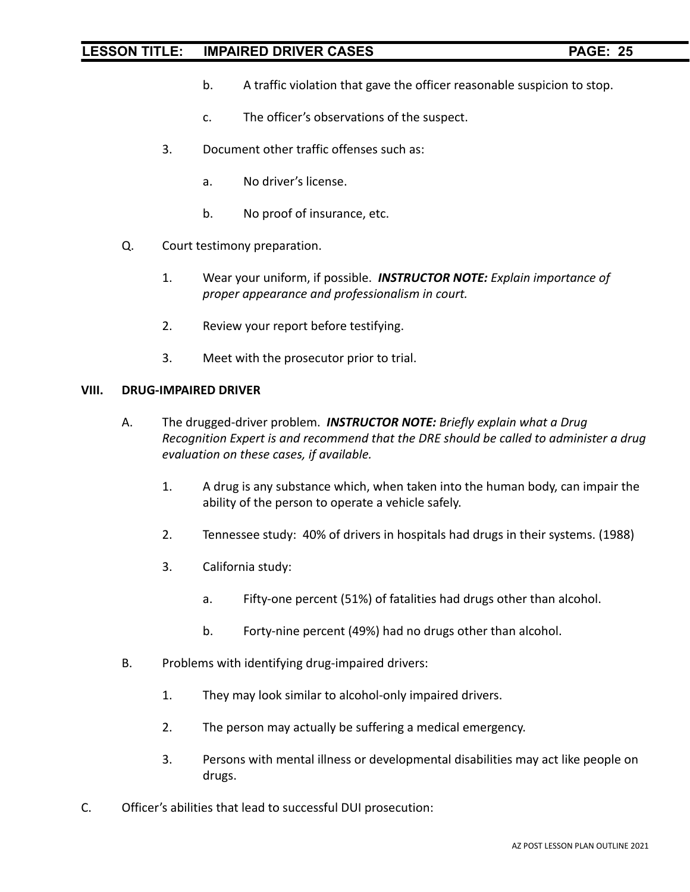b. A traffic violation that gave the officer reasonable suspicion to stop.

c. The officer's observations of the suspect.

3. Document other traffic offenses such as:

a. No driver's license.

b. No proof of insurance, etc.

Q. Court testimony preparation.

1. Wear your uniform, if possible. ***INSTRUCTOR NOTE:*** *Explain importance of proper appearance and professionalism in court.*

2. Review your report before testifying.

3. Meet with the prosecutor prior to trial.

**VIII. DRUG-IMPAIRED DRIVER**

A. The drugged-driver problem. ***INSTRUCTOR NOTE:*** *Briefly explain what a Drug Recognition Expert is and recommend that the DRE should be called to administer a drug evaluation on these cases, if available.*

1. A drug is any substance which, when taken into the human body, can impair the ability of the person to operate a vehicle safely.

2. Tennessee study: 40% of drivers in hospitals had drugs in their systems. (1988)

3. California study:

a. Fifty-one percent (51%) of fatalities had drugs other than alcohol.

b. Forty-nine percent (49%) had no drugs other than alcohol.

B. Problems with identifying drug-impaired drivers:

1. They may look similar to alcohol-only impaired drivers.

2. The person may actually be suffering a medical emergency.

3. Persons with mental illness or developmental disabilities may act like people on drugs.

C. Officer's abilities that lead to successful DUI prosecution: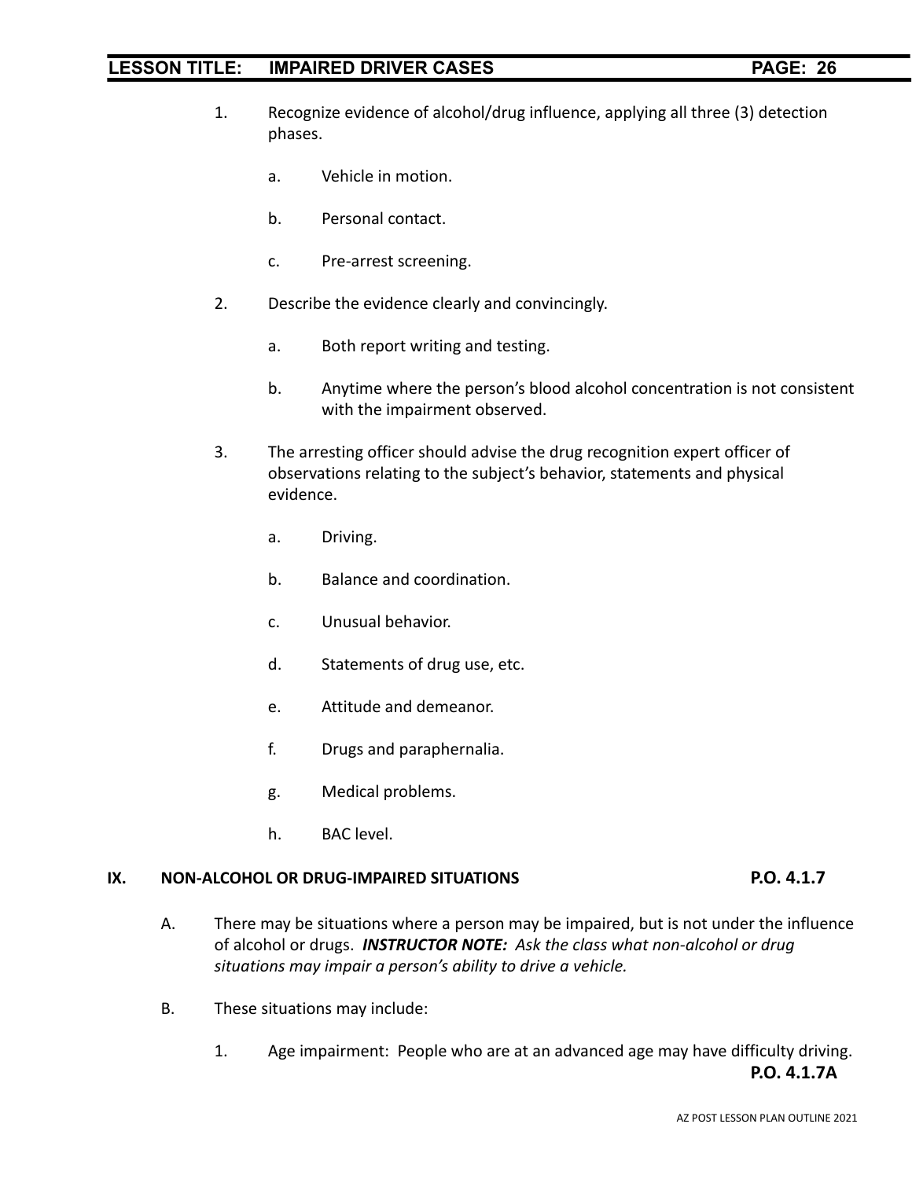1. Recognize evidence of alcohol/drug influence, applying all three (3) detection phases.

    a. Vehicle in motion.

    b. Personal contact.

    c. Pre-arrest screening.

2. Describe the evidence clearly and convincingly.

    a. Both report writing and testing.

    b. Anytime where the person's blood alcohol concentration is not consistent with the impairment observed.

3. The arresting officer should advise the drug recognition expert officer of observations relating to the subject's behavior, statements and physical evidence.

    a. Driving.

    b. Balance and coordination.

    c. Unusual behavior.

    d. Statements of drug use, etc.

    e. Attitude and demeanor.

    f. Drugs and paraphernalia.

    g. Medical problems.

    h. BAC level.

## IX. NON-ALCOHOL OR DRUG-IMPAIRED SITUATIONS **P.O. 4.1.7**

A. There may be situations where a person may be impaired, but is not under the influence of alcohol or drugs. ***INSTRUCTOR NOTE:*** *Ask the class what non-alcohol or drug situations may impair a person's ability to drive a vehicle.*

B. These situations may include:

1. Age impairment: People who are at an advanced age may have difficulty driving. **P.O. 4.1.7A**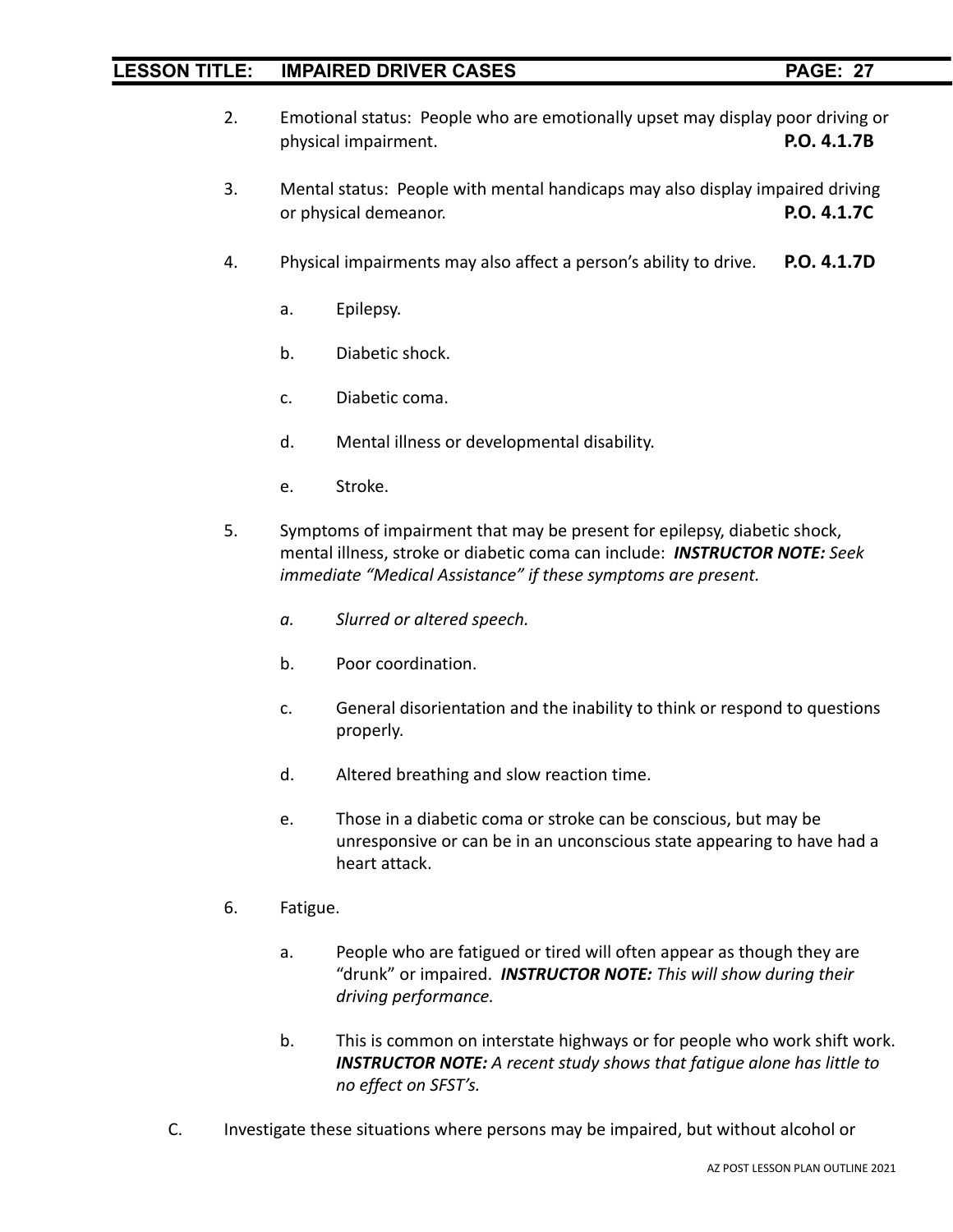2. Emotional status: People who are emotionally upset may display poor driving or physical impairment. **P.O. 4.1.7B**

3. Mental status: People with mental handicaps may also display impaired driving or physical demeanor. **P.O. 4.1.7C**

4. Physical impairments may also affect a person's ability to drive. **P.O. 4.1.7D**

   a. Epilepsy.

   b. Diabetic shock.

   c. Diabetic coma.

   d. Mental illness or developmental disability.

   e. Stroke.

5. Symptoms of impairment that may be present for epilepsy, diabetic shock, mental illness, stroke or diabetic coma can include: ***INSTRUCTOR NOTE:*** *Seek immediate "Medical Assistance" if these symptoms are present.*

   *a. Slurred or altered speech.*

   b. Poor coordination.

   c. General disorientation and the inability to think or respond to questions properly.

   d. Altered breathing and slow reaction time.

   e. Those in a diabetic coma or stroke can be conscious, but may be unresponsive or can be in an unconscious state appearing to have had a heart attack.

6. Fatigue.

   a. People who are fatigued or tired will often appear as though they are "drunk" or impaired. ***INSTRUCTOR NOTE:*** *This will show during their driving performance.*

   b. This is common on interstate highways or for people who work shift work. ***INSTRUCTOR NOTE:*** *A recent study shows that fatigue alone has little to no effect on SFST's.*

C. Investigate these situations where persons may be impaired, but without alcohol or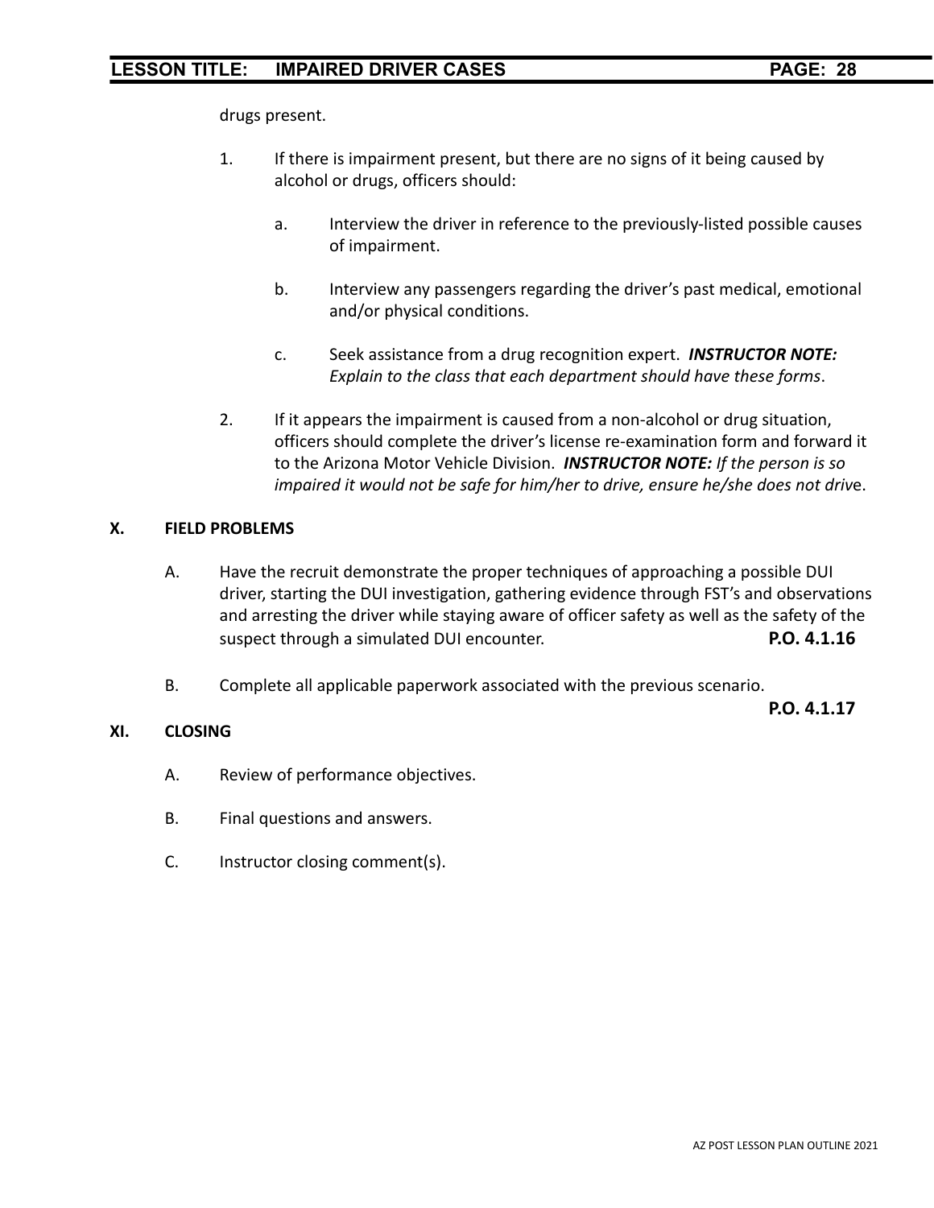drugs present.

1. If there is impairment present, but there are no signs of it being caused by alcohol or drugs, officers should:

    a. Interview the driver in reference to the previously-listed possible causes of impairment.

    b. Interview any passengers regarding the driver's past medical, emotional and/or physical conditions.

    c. Seek assistance from a drug recognition expert. ***INSTRUCTOR NOTE:*** *Explain to the class that each department should have these forms*.

2. If it appears the impairment is caused from a non-alcohol or drug situation, officers should complete the driver's license re-examination form and forward it to the Arizona Motor Vehicle Division. ***INSTRUCTOR NOTE:*** *If the person is so impaired it would not be safe for him/her to drive, ensure he/she does not drive*.

## X. FIELD PROBLEMS

A. Have the recruit demonstrate the proper techniques of approaching a possible DUI driver, starting the DUI investigation, gathering evidence through FST's and observations and arresting the driver while staying aware of officer safety as well as the safety of the suspect through a simulated DUI encounter. **P.O. 4.1.16**

B. Complete all applicable paperwork associated with the previous scenario. **P.O. 4.1.17**

## XI. CLOSING

A. Review of performance objectives.

B. Final questions and answers.

C. Instructor closing comment(s).